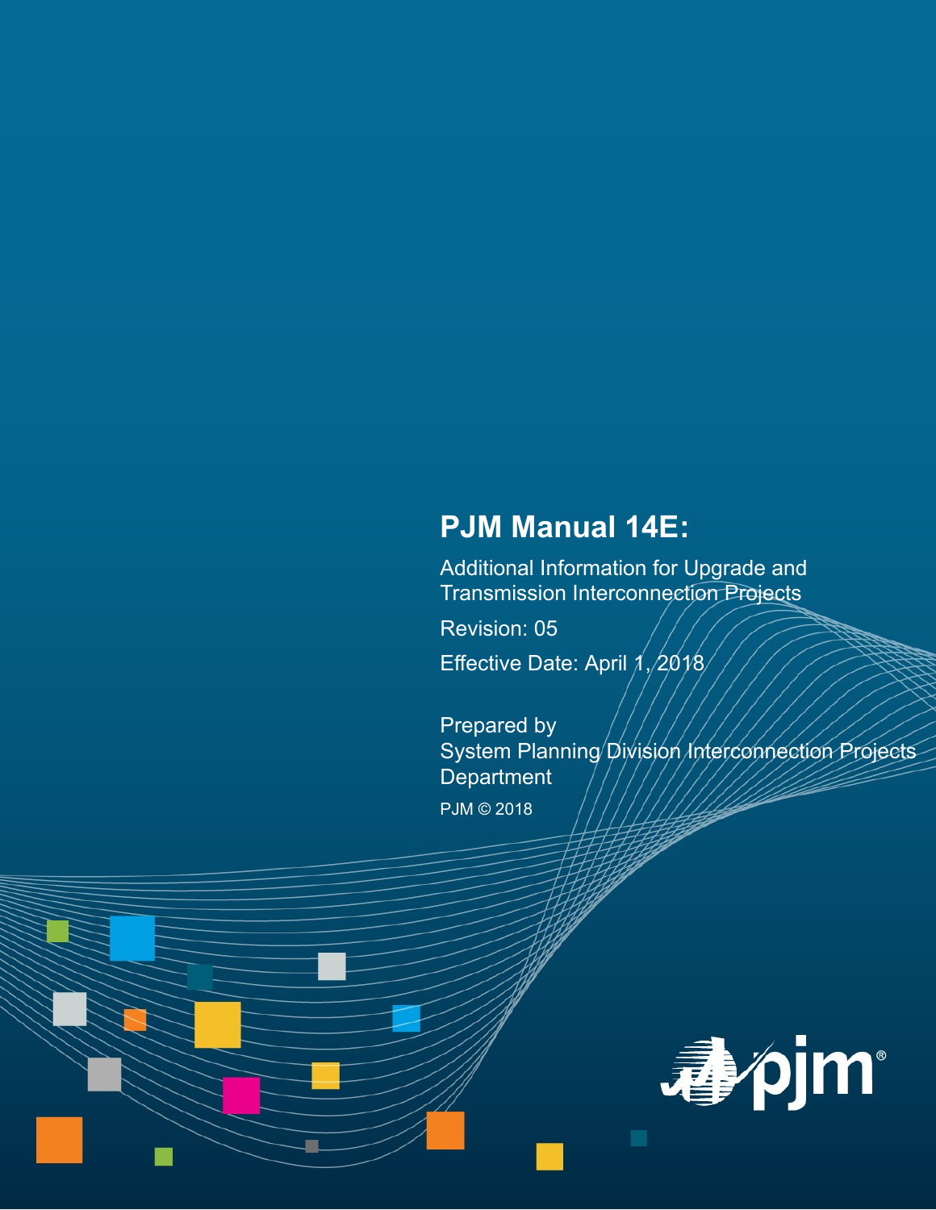# PJM Manual 14E:

Additional Information for Upgrade and Transmission Interconnection Projects

Revision: 05

Effective Date: April 1, 2018

Prepared by
System Planning Division Interconnection Projects Department

PJM © 2018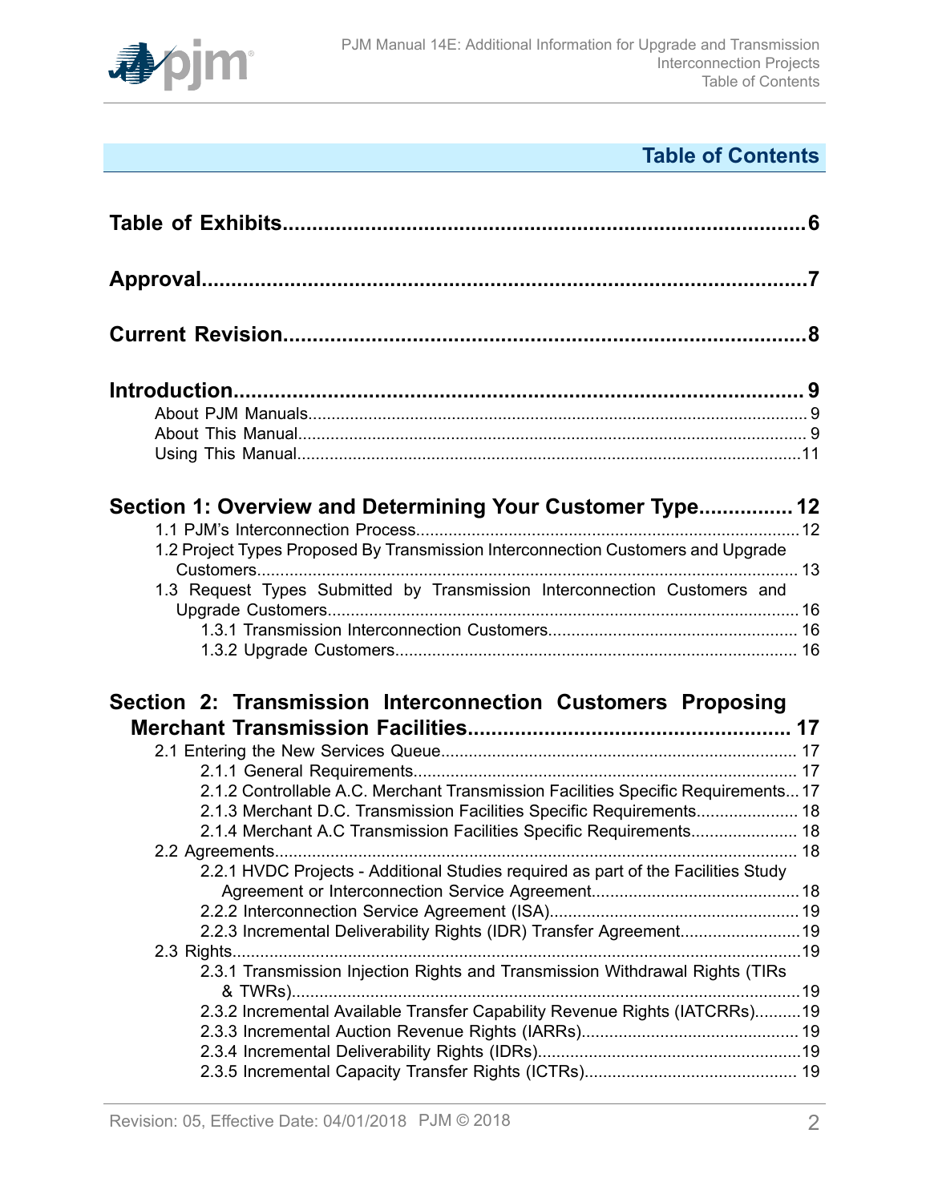# Table of Contents

**Table of Exhibits......................................................................................6**

**Approval.....................................................................................................7**

**Current Revision........................................................................................8**

**Introduction.................................................................................................9**

- About PJM Manuals.....................................................................................9
- About This Manual........................................................................................9
- Using This Manual.......................................................................................11

**Section 1: Overview and Determining Your Customer Type...............12**

- 1.1 PJM's Interconnection Process..............................................................12
- 1.2 Project Types Proposed By Transmission Interconnection Customers and Upgrade Customers.....................................................................................13
- 1.3 Request Types Submitted by Transmission Interconnection Customers and Upgrade Customers.........................................................................16
  - 1.3.1 Transmission Interconnection Customers.........................................16
  - 1.3.2 Upgrade Customers..........................................................................16

**Section 2: Transmission Interconnection Customers Proposing Merchant Transmission Facilities.................................................17**

- 2.1 Entering the New Services Queue...........................................................17
  - 2.1.1 General Requirements........................................................................17
  - 2.1.2 Controllable A.C. Merchant Transmission Facilities Specific Requirements...17
  - 2.1.3 Merchant D.C. Transmission Facilities Specific Requirements.................18
  - 2.1.4 Merchant A.C Transmission Facilities Specific Requirements..................18
- 2.2 Agreements...............................................................................................18
  - 2.2.1 HVDC Projects - Additional Studies required as part of the Facilities Study Agreement or Interconnection Service Agreement.......................................18
  - 2.2.2 Interconnection Service Agreement (ISA)................................................19
  - 2.2.3 Incremental Deliverability Rights (IDR) Transfer Agreement....................19
- 2.3 Rights.........................................................................................................19
  - 2.3.1 Transmission Injection Rights and Transmission Withdrawal Rights (TIRs & TWRs)..........................................................................................19
  - 2.3.2 Incremental Available Transfer Capability Revenue Rights (IATCRRs)..........19
  - 2.3.3 Incremental Auction Revenue Rights (IARRs)..........................................19
  - 2.3.4 Incremental Deliverability Rights (IDRs)....................................................19
  - 2.3.5 Incremental Capacity Transfer Rights (ICTRs)..........................................19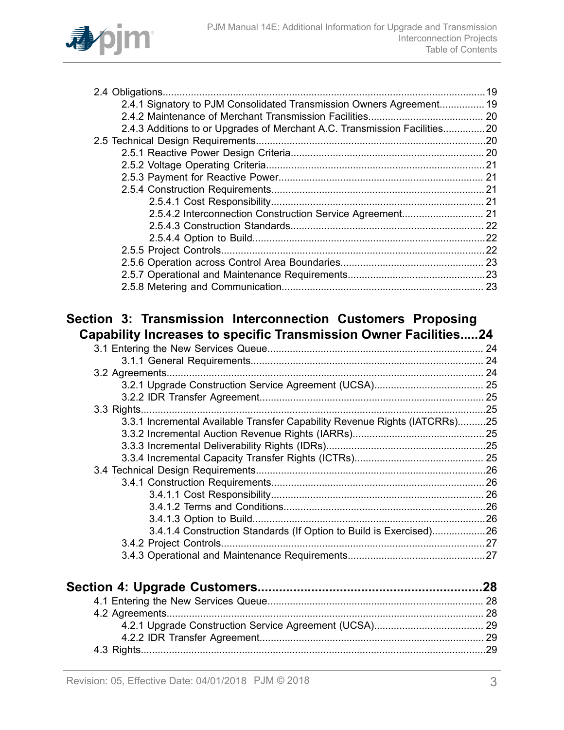2.4 Obligations...19
- 2.4.1 Signatory to PJM Consolidated Transmission Owners Agreement...19
- 2.4.2 Maintenance of Merchant Transmission Facilities...20
- 2.4.3 Additions to or Upgrades of Merchant A.C. Transmission Facilities...20

2.5 Technical Design Requirements...20
- 2.5.1 Reactive Power Design Criteria...20
- 2.5.2 Voltage Operating Criteria...21
- 2.5.3 Payment for Reactive Power...21
- 2.5.4 Construction Requirements...21
  - 2.5.4.1 Cost Responsibility...21
  - 2.5.4.2 Interconnection Construction Service Agreement...21
  - 2.5.4.3 Construction Standards...22
  - 2.5.4.4 Option to Build...22
- 2.5.5 Project Controls...22
- 2.5.6 Operation across Control Area Boundaries...23
- 2.5.7 Operational and Maintenance Requirements...23
- 2.5.8 Metering and Communication...23

## Section 3: Transmission Interconnection Customers Proposing Capability Increases to specific Transmission Owner Facilities.....24

3.1 Entering the New Services Queue...24
- 3.1.1 General Requirements...24

3.2 Agreements...24
- 3.2.1 Upgrade Construction Service Agreement (UCSA)...25
- 3.2.2 IDR Transfer Agreement...25

3.3 Rights...25
- 3.3.1 Incremental Available Transfer Capability Revenue Rights (IATCRRs)...25
- 3.3.2 Incremental Auction Revenue Rights (IARRs)...25
- 3.3.3 Incremental Deliverability Rights (IDRs)...25
- 3.3.4 Incremental Capacity Transfer Rights (ICTRs)...25

3.4 Technical Design Requirements...26
- 3.4.1 Construction Requirements...26
  - 3.4.1.1 Cost Responsibility...26
  - 3.4.1.2 Terms and Conditions...26
  - 3.4.1.3 Option to Build...26
  - 3.4.1.4 Construction Standards (If Option to Build is Exercised)...26
- 3.4.2 Project Controls...27
- 3.4.3 Operational and Maintenance Requirements...27

## Section 4: Upgrade Customers...28

4.1 Entering the New Services Queue...28

4.2 Agreements...28
- 4.2.1 Upgrade Construction Service Agreement (UCSA)...29
- 4.2.2 IDR Transfer Agreement...29

4.3 Rights...29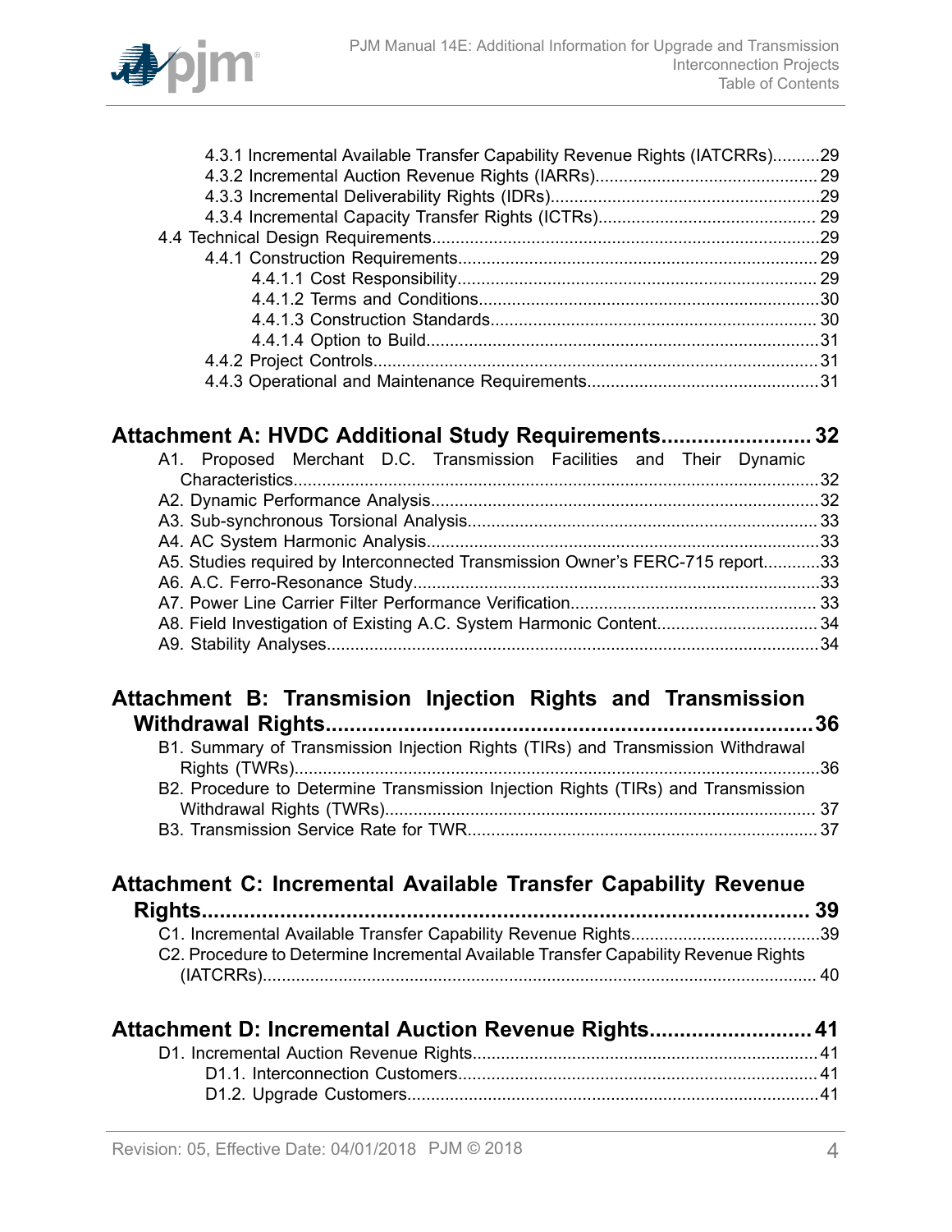4.3.1 Incremental Available Transfer Capability Revenue Rights (IATCRRs)..........29
4.3.2 Incremental Auction Revenue Rights (IARRs)..............................................29
4.3.3 Incremental Deliverability Rights (IDRs).........................................................29
4.3.4 Incremental Capacity Transfer Rights (ICTRs)............................................. 29
4.4 Technical Design Requirements..................................................................................29
4.4.1 Construction Requirements............................................................................29
4.4.1.1 Cost Responsibility............................................................................ 29
4.4.1.2 Terms and Conditions........................................................................30
4.4.1.3 Construction Standards..................................................................... 30
4.4.1.4 Option to Build....................................................................................31
4.4.2 Project Controls..............................................................................................31
4.4.3 Operational and Maintenance Requirements.................................................31

**Attachment A: HVDC Additional Study Requirements........................32**

A1. Proposed Merchant D.C. Transmission Facilities and Their Dynamic Characteristics..............................................................................................................32
A2. Dynamic Performance Analysis..................................................................................32
A3. Sub-synchronous Torsional Analysis..........................................................................33
A4. AC System Harmonic Analysis...................................................................................33
A5. Studies required by Interconnected Transmission Owner's FERC-715 report............33
A6. A.C. Ferro-Resonance Study......................................................................................33
A7. Power Line Carrier Filter Performance Verification.................................................... 33
A8. Field Investigation of Existing A.C. System Harmonic Content.................................. 34
A9. Stability Analyses........................................................................................................34

**Attachment B: Transmision Injection Rights and Transmission Withdrawal Rights.................................................................................36**

B1. Summary of Transmission Injection Rights (TIRs) and Transmission Withdrawal Rights (TWRs)...............................................................................................................36
B2. Procedure to Determine Transmission Injection Rights (TIRs) and Transmission Withdrawal Rights (TWRs)........................................................................................... 37
B3. Transmission Service Rate for TWR.......................................................................... 37

**Attachment C: Incremental Available Transfer Capability Revenue Rights.................................................................................................... 39**

C1. Incremental Available Transfer Capability Revenue Rights........................................39
C2. Procedure to Determine Incremental Available Transfer Capability Revenue Rights (IATCRRs)..................................................................................................................... 40

**Attachment D: Incremental Auction Revenue Rights..........................41**

D1. Incremental Auction Revenue Rights.........................................................................41
D1.1. Interconnection Customers............................................................................ 41
D1.2. Upgrade Customers.......................................................................................41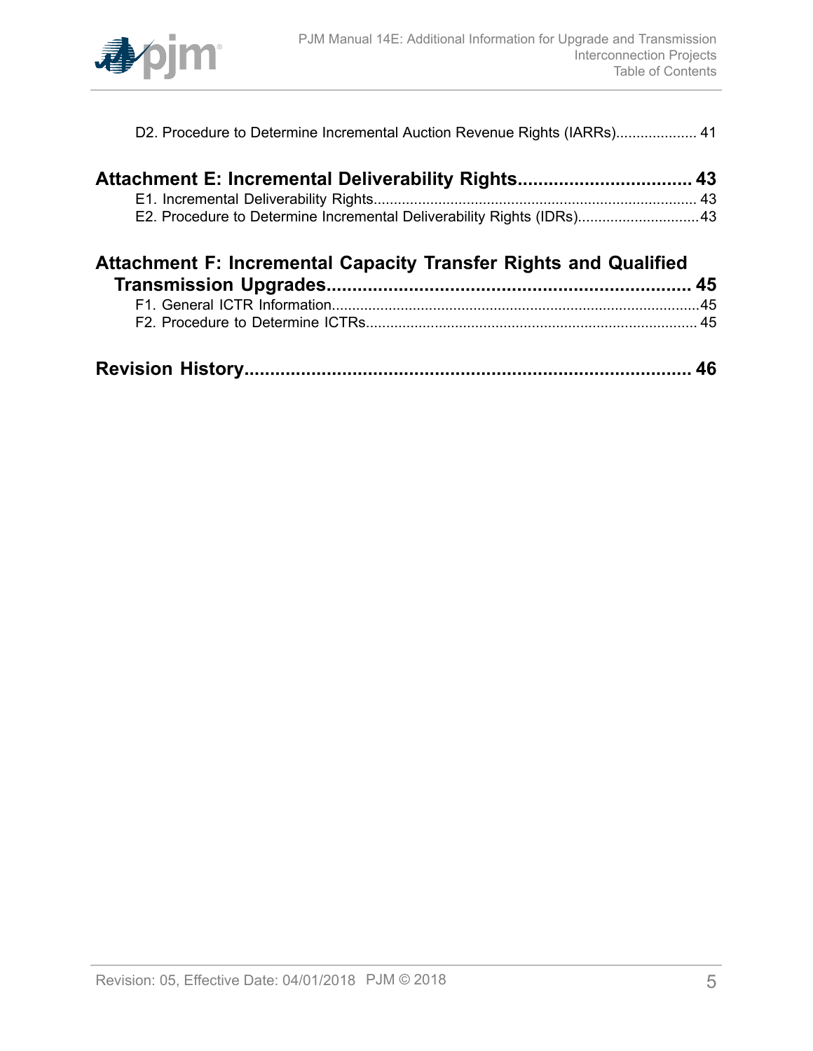D2. Procedure to Determine Incremental Auction Revenue Rights (IARRs).................... 41

**Attachment E: Incremental Deliverability Rights.................................. 43**

E1. Incremental Deliverability Rights................................................................................ 43

E2. Procedure to Determine Incremental Deliverability Rights (IDRs)..............................43

**Attachment F: Incremental Capacity Transfer Rights and Qualified Transmission Upgrades....................................................................... 45**

F1. General ICTR Information...........................................................................................45

F2. Procedure to Determine ICTRs.................................................................................. 45

**Revision History....................................................................................... 46**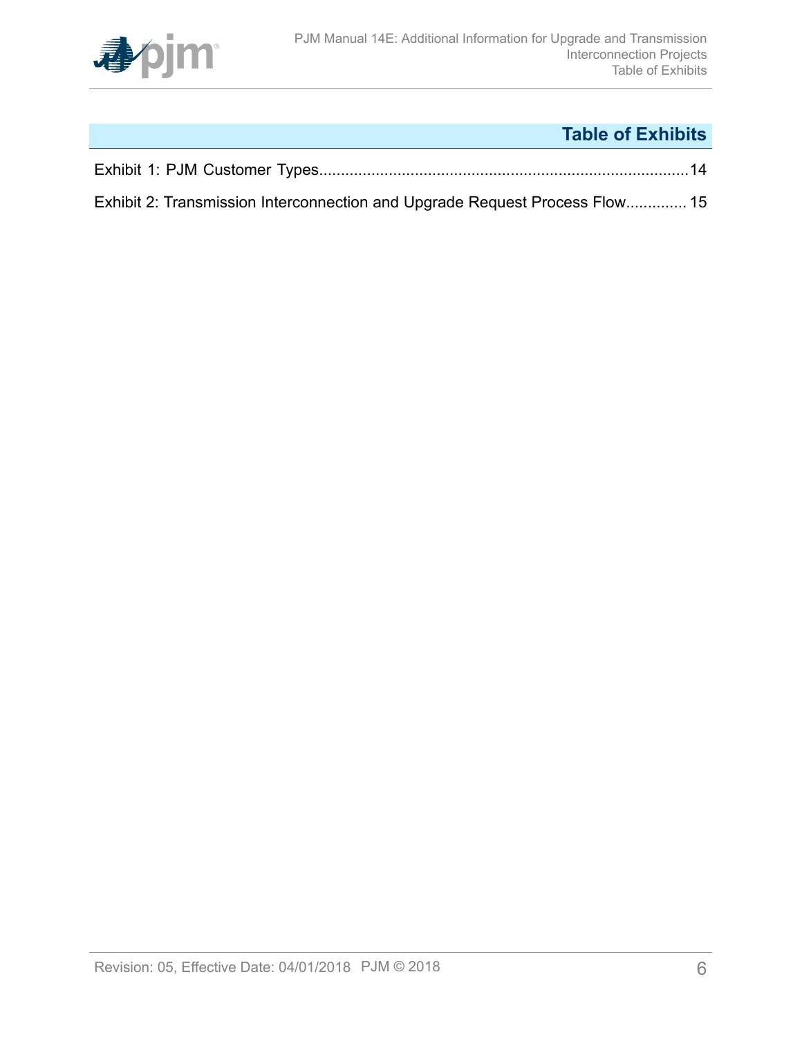## Table of Exhibits

Exhibit 1: PJM Customer Types....................................................................................14

Exhibit 2: Transmission Interconnection and Upgrade Request Process Flow.............. 15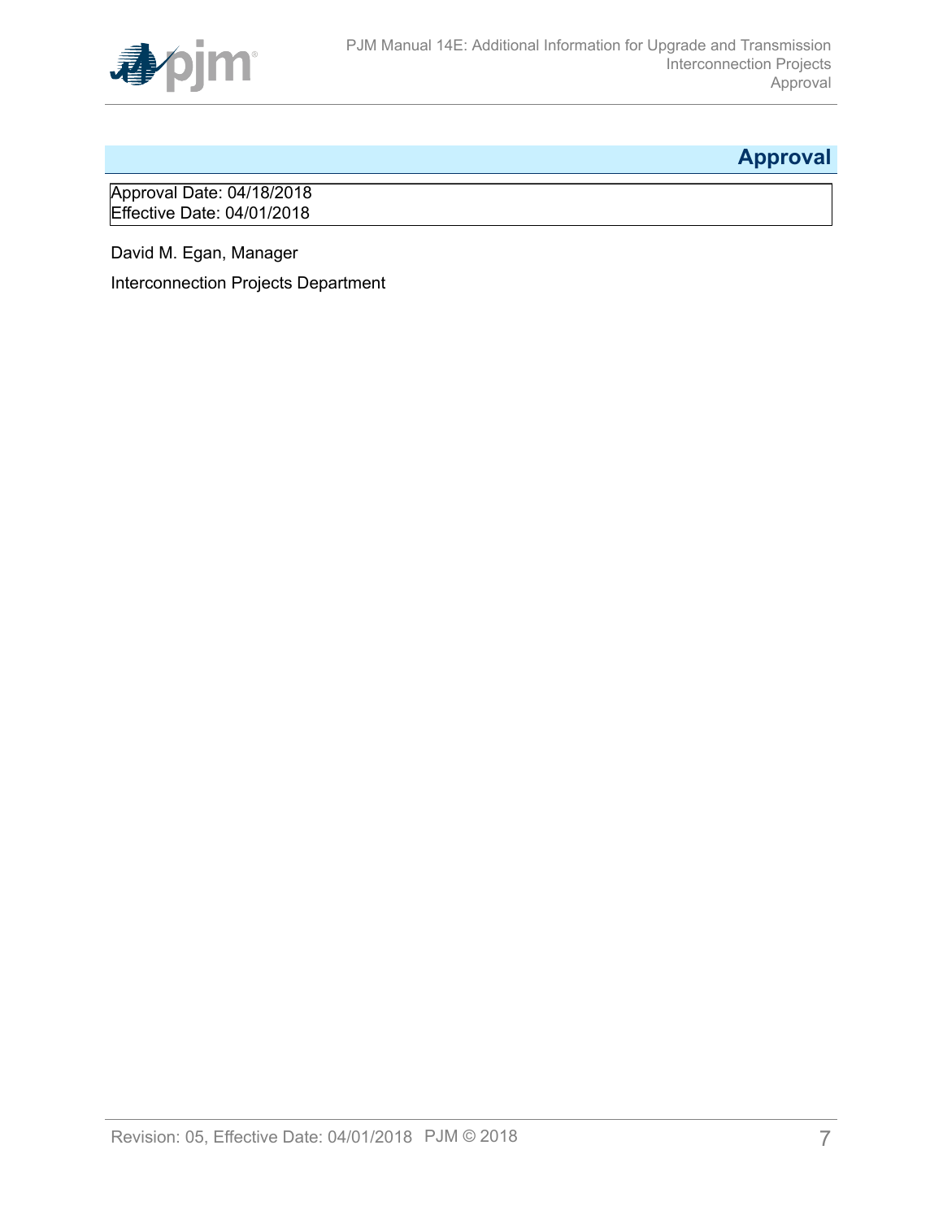# Approval

Approval Date: 04/18/2018
Effective Date: 04/01/2018

David M. Egan, Manager

Interconnection Projects Department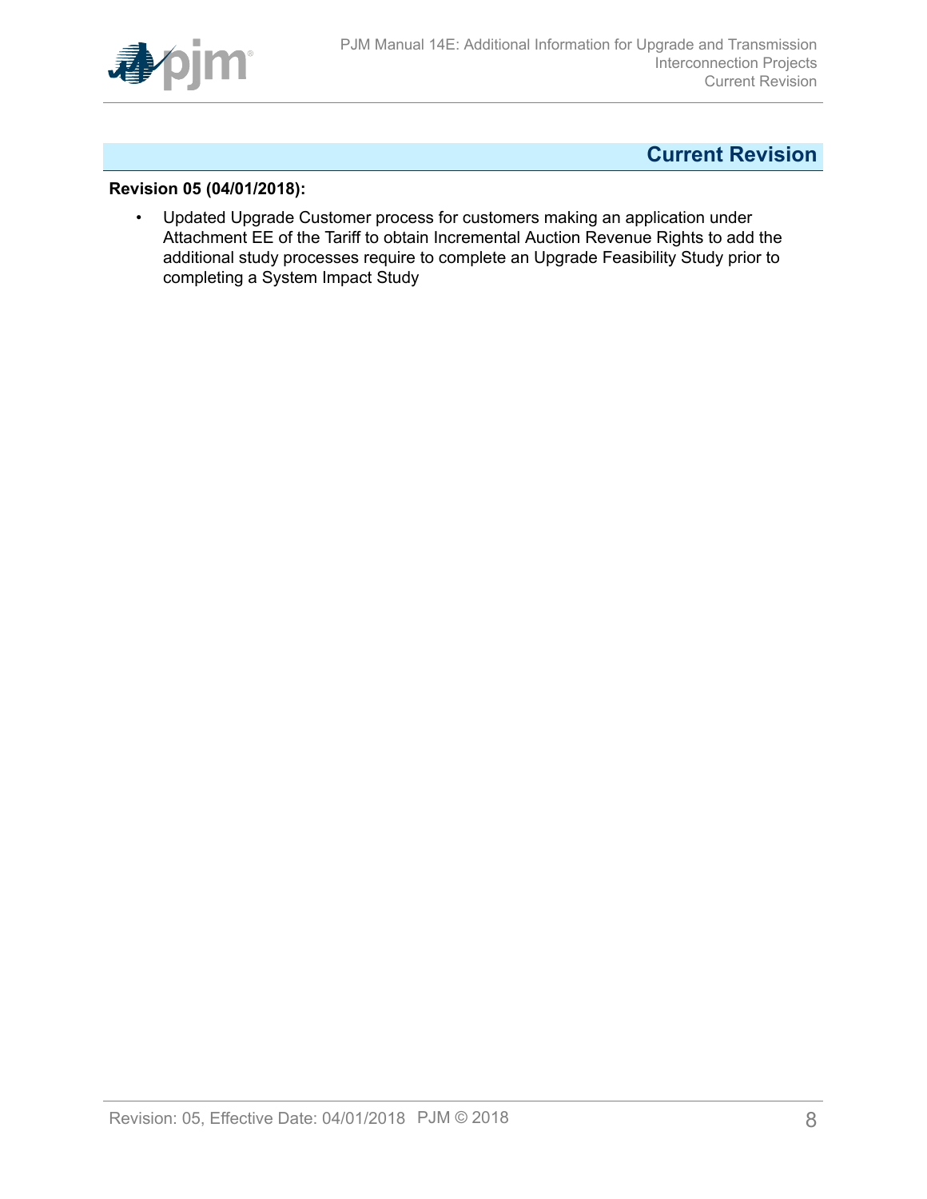# Current Revision

**Revision 05 (04/01/2018):**

- Updated Upgrade Customer process for customers making an application under Attachment EE of the Tariff to obtain Incremental Auction Revenue Rights to add the additional study processes require to complete an Upgrade Feasibility Study prior to completing a System Impact Study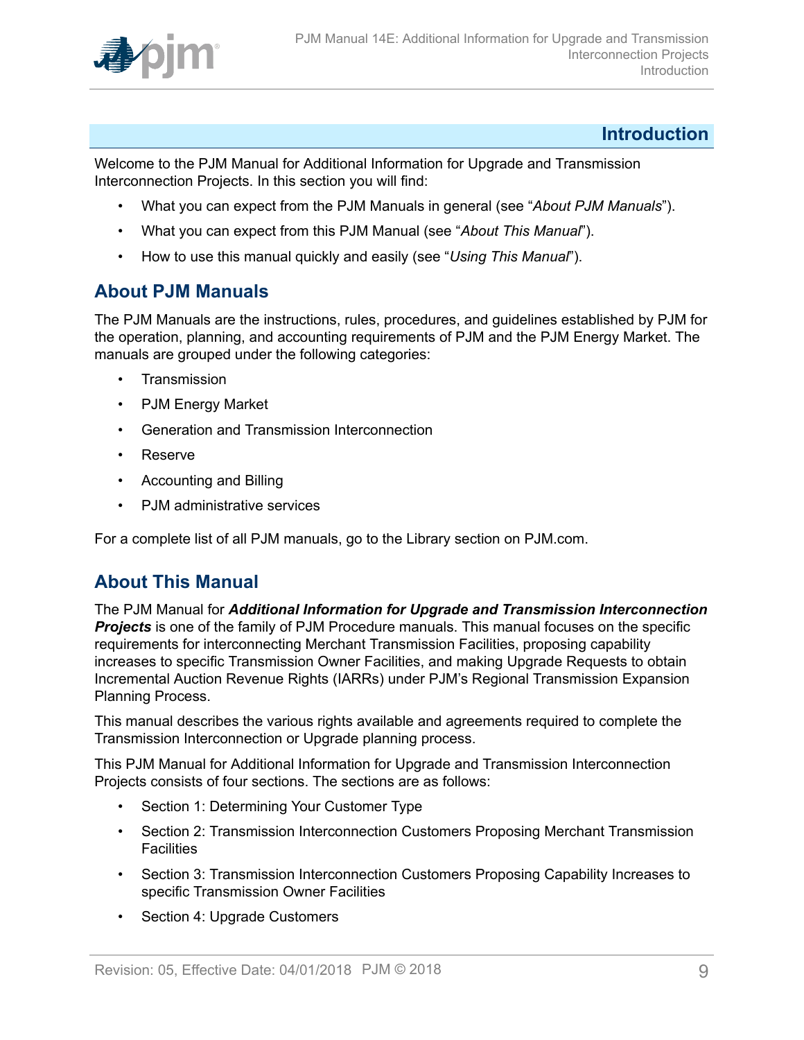# Introduction

Welcome to the PJM Manual for Additional Information for Upgrade and Transmission Interconnection Projects. In this section you will find:

- What you can expect from the PJM Manuals in general (see "*About PJM Manuals*").
- What you can expect from this PJM Manual (see "*About This Manual*").
- How to use this manual quickly and easily (see "*Using This Manual*").

## About PJM Manuals

The PJM Manuals are the instructions, rules, procedures, and guidelines established by PJM for the operation, planning, and accounting requirements of PJM and the PJM Energy Market. The manuals are grouped under the following categories:

- Transmission
- PJM Energy Market
- Generation and Transmission Interconnection
- Reserve
- Accounting and Billing
- PJM administrative services

For a complete list of all PJM manuals, go to the Library section on PJM.com.

## About This Manual

The PJM Manual for ***Additional Information for Upgrade and Transmission Interconnection Projects*** is one of the family of PJM Procedure manuals. This manual focuses on the specific requirements for interconnecting Merchant Transmission Facilities, proposing capability increases to specific Transmission Owner Facilities, and making Upgrade Requests to obtain Incremental Auction Revenue Rights (IARRs) under PJM's Regional Transmission Expansion Planning Process.

This manual describes the various rights available and agreements required to complete the Transmission Interconnection or Upgrade planning process.

This PJM Manual for Additional Information for Upgrade and Transmission Interconnection Projects consists of four sections. The sections are as follows:

- Section 1: Determining Your Customer Type
- Section 2: Transmission Interconnection Customers Proposing Merchant Transmission Facilities
- Section 3: Transmission Interconnection Customers Proposing Capability Increases to specific Transmission Owner Facilities
- Section 4: Upgrade Customers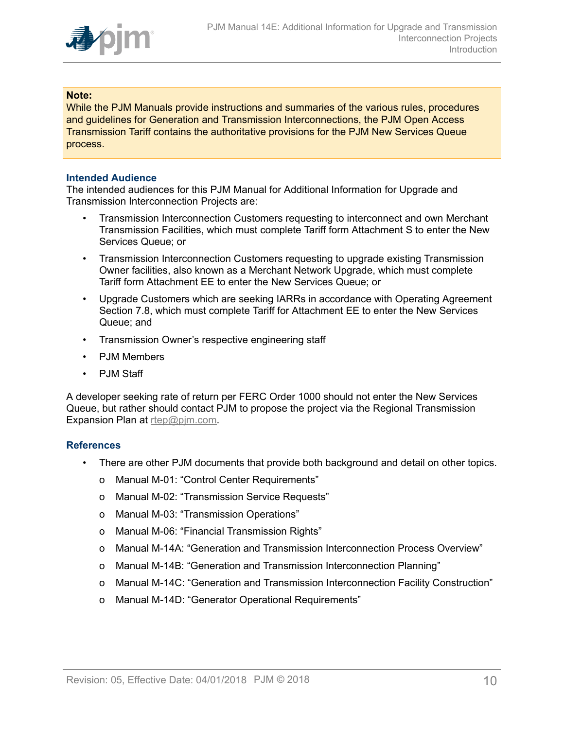**Note:**
While the PJM Manuals provide instructions and summaries of the various rules, procedures and guidelines for Generation and Transmission Interconnections, the PJM Open Access Transmission Tariff contains the authoritative provisions for the PJM New Services Queue process.

### Intended Audience

The intended audiences for this PJM Manual for Additional Information for Upgrade and Transmission Interconnection Projects are:

- Transmission Interconnection Customers requesting to interconnect and own Merchant Transmission Facilities, which must complete Tariff form Attachment S to enter the New Services Queue; or
- Transmission Interconnection Customers requesting to upgrade existing Transmission Owner facilities, also known as a Merchant Network Upgrade, which must complete Tariff form Attachment EE to enter the New Services Queue; or
- Upgrade Customers which are seeking IARRs in accordance with Operating Agreement Section 7.8, which must complete Tariff for Attachment EE to enter the New Services Queue; and
- Transmission Owner's respective engineering staff
- PJM Members
- PJM Staff

A developer seeking rate of return per FERC Order 1000 should not enter the New Services Queue, but rather should contact PJM to propose the project via the Regional Transmission Expansion Plan at rtep@pjm.com.

### References

- There are other PJM documents that provide both background and detail on other topics.
  - Manual M-01: "Control Center Requirements"
  - Manual M-02: "Transmission Service Requests"
  - Manual M-03: "Transmission Operations"
  - Manual M-06: "Financial Transmission Rights"
  - Manual M-14A: "Generation and Transmission Interconnection Process Overview"
  - Manual M-14B: "Generation and Transmission Interconnection Planning"
  - Manual M-14C: "Generation and Transmission Interconnection Facility Construction"
  - Manual M-14D: "Generator Operational Requirements"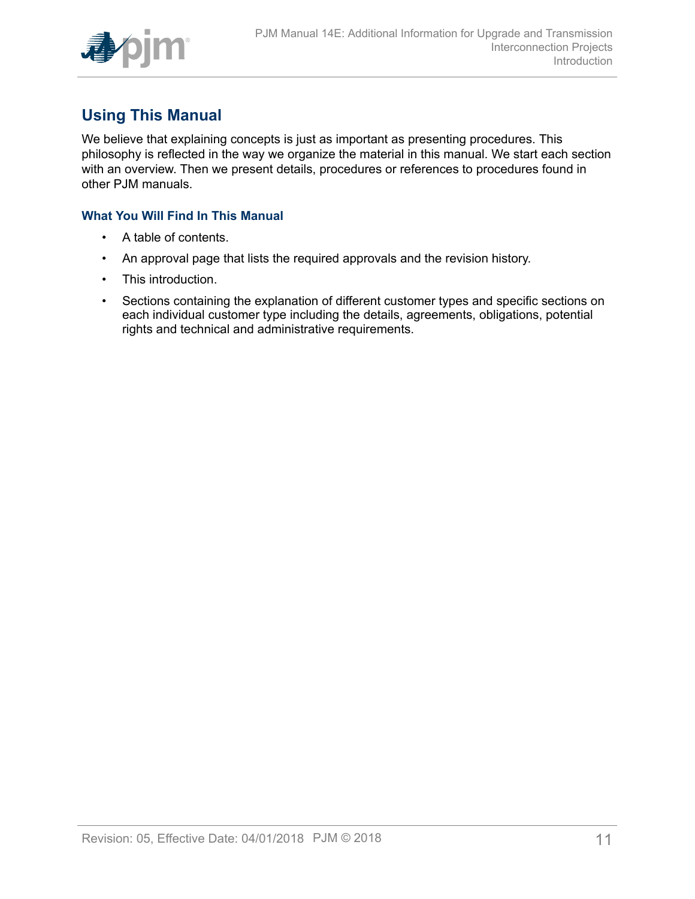## Using This Manual

We believe that explaining concepts is just as important as presenting procedures. This philosophy is reflected in the way we organize the material in this manual. We start each section with an overview. Then we present details, procedures or references to procedures found in other PJM manuals.

### What You Will Find In This Manual

- A table of contents.
- An approval page that lists the required approvals and the revision history.
- This introduction.
- Sections containing the explanation of different customer types and specific sections on each individual customer type including the details, agreements, obligations, potential rights and technical and administrative requirements.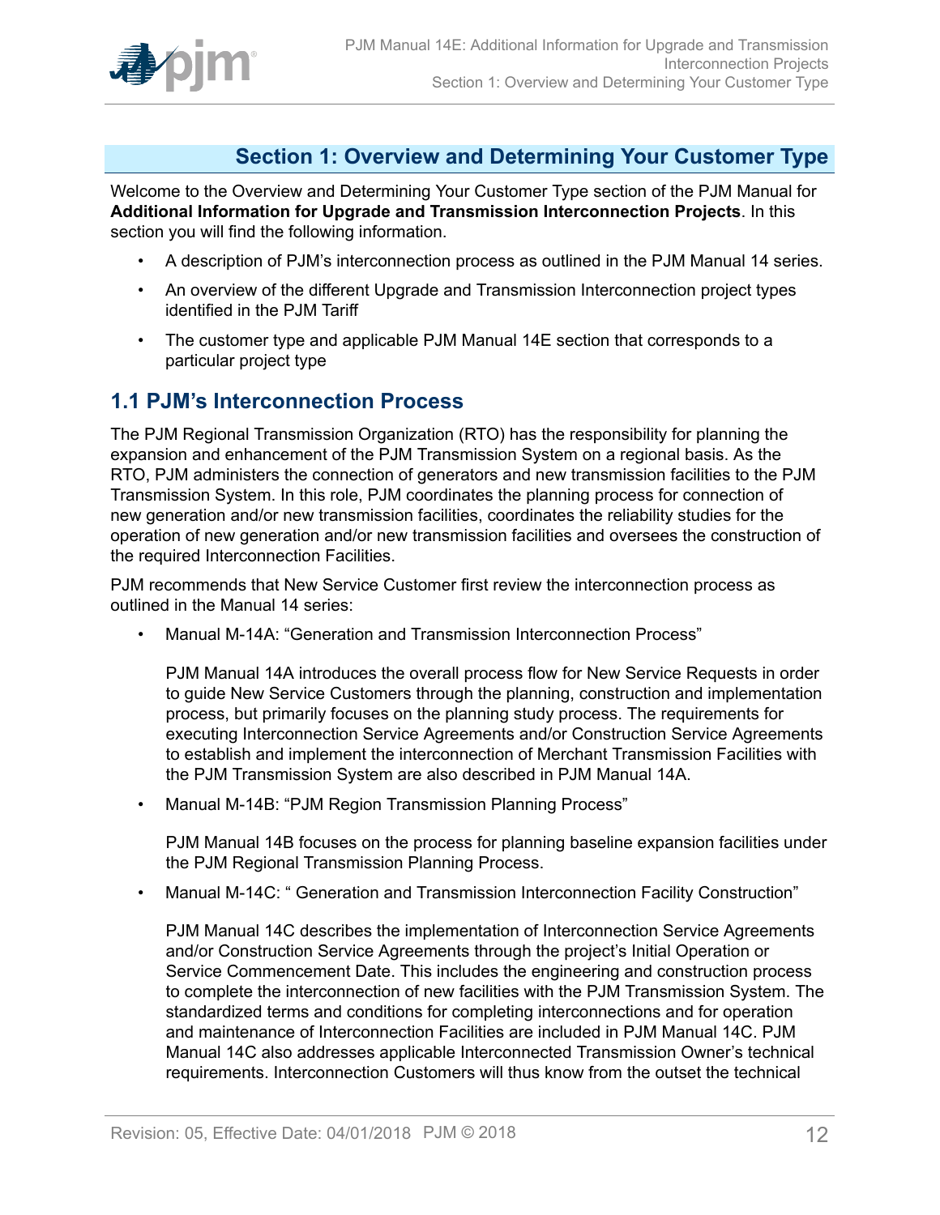## Section 1: Overview and Determining Your Customer Type

Welcome to the Overview and Determining Your Customer Type section of the PJM Manual for **Additional Information for Upgrade and Transmission Interconnection Projects**. In this section you will find the following information.

- A description of PJM's interconnection process as outlined in the PJM Manual 14 series.
- An overview of the different Upgrade and Transmission Interconnection project types identified in the PJM Tariff
- The customer type and applicable PJM Manual 14E section that corresponds to a particular project type

### 1.1 PJM's Interconnection Process

The PJM Regional Transmission Organization (RTO) has the responsibility for planning the expansion and enhancement of the PJM Transmission System on a regional basis. As the RTO, PJM administers the connection of generators and new transmission facilities to the PJM Transmission System. In this role, PJM coordinates the planning process for connection of new generation and/or new transmission facilities, coordinates the reliability studies for the operation of new generation and/or new transmission facilities and oversees the construction of the required Interconnection Facilities.

PJM recommends that New Service Customer first review the interconnection process as outlined in the Manual 14 series:

- Manual M-14A: "Generation and Transmission Interconnection Process"

  PJM Manual 14A introduces the overall process flow for New Service Requests in order to guide New Service Customers through the planning, construction and implementation process, but primarily focuses on the planning study process. The requirements for executing Interconnection Service Agreements and/or Construction Service Agreements to establish and implement the interconnection of Merchant Transmission Facilities with the PJM Transmission System are also described in PJM Manual 14A.

- Manual M-14B: "PJM Region Transmission Planning Process"

  PJM Manual 14B focuses on the process for planning baseline expansion facilities under the PJM Regional Transmission Planning Process.

- Manual M-14C: " Generation and Transmission Interconnection Facility Construction"

  PJM Manual 14C describes the implementation of Interconnection Service Agreements and/or Construction Service Agreements through the project's Initial Operation or Service Commencement Date. This includes the engineering and construction process to complete the interconnection of new facilities with the PJM Transmission System. The standardized terms and conditions for completing interconnections and for operation and maintenance of Interconnection Facilities are included in PJM Manual 14C. PJM Manual 14C also addresses applicable Interconnected Transmission Owner's technical requirements. Interconnection Customers will thus know from the outset the technical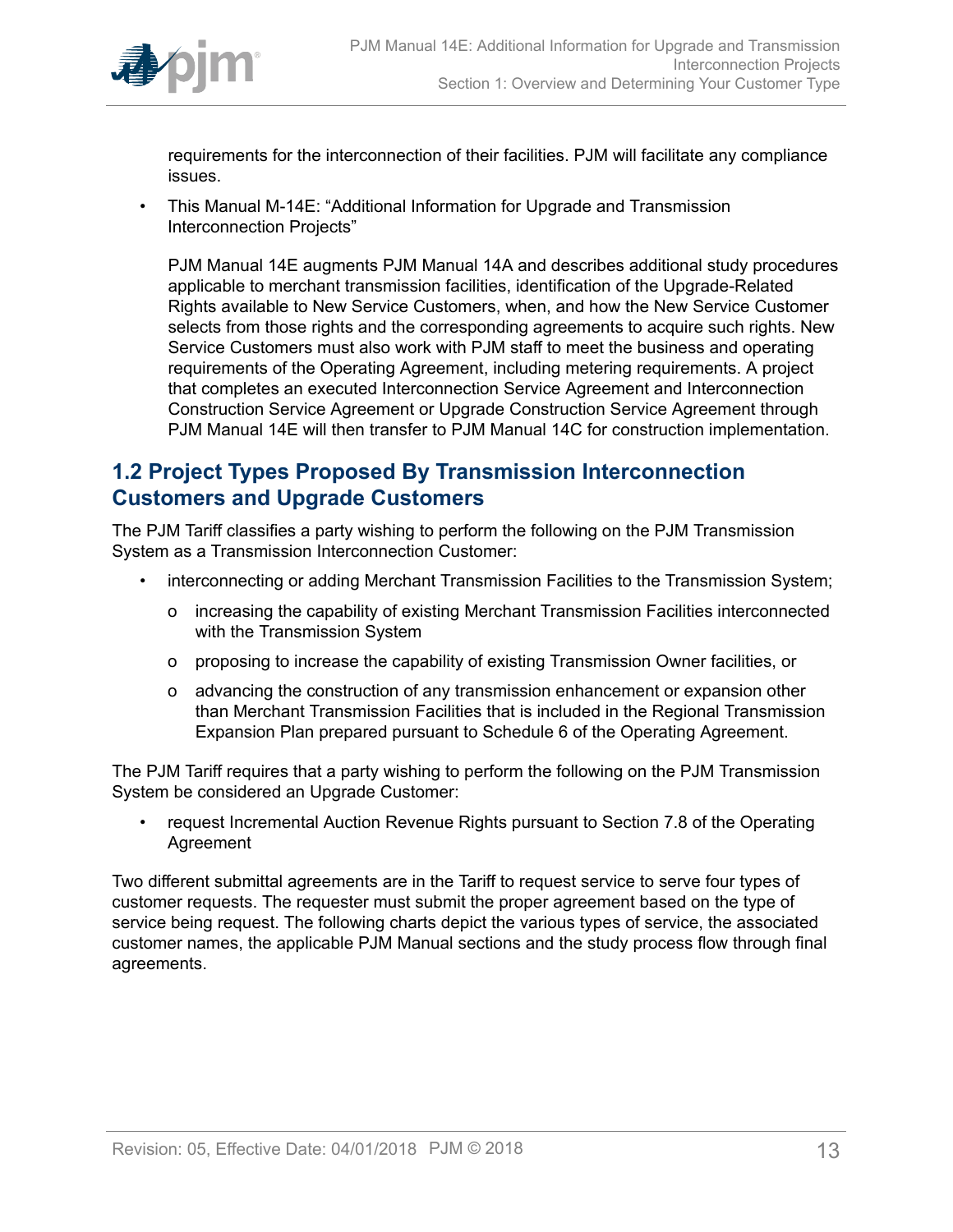requirements for the interconnection of their facilities. PJM will facilitate any compliance issues.

- This Manual M-14E: "Additional Information for Upgrade and Transmission Interconnection Projects"

  PJM Manual 14E augments PJM Manual 14A and describes additional study procedures applicable to merchant transmission facilities, identification of the Upgrade-Related Rights available to New Service Customers, when, and how the New Service Customer selects from those rights and the corresponding agreements to acquire such rights. New Service Customers must also work with PJM staff to meet the business and operating requirements of the Operating Agreement, including metering requirements. A project that completes an executed Interconnection Service Agreement and Interconnection Construction Service Agreement or Upgrade Construction Service Agreement through PJM Manual 14E will then transfer to PJM Manual 14C for construction implementation.

## 1.2 Project Types Proposed By Transmission Interconnection Customers and Upgrade Customers

The PJM Tariff classifies a party wishing to perform the following on the PJM Transmission System as a Transmission Interconnection Customer:

- interconnecting or adding Merchant Transmission Facilities to the Transmission System;
  - increasing the capability of existing Merchant Transmission Facilities interconnected with the Transmission System
  - proposing to increase the capability of existing Transmission Owner facilities, or
  - advancing the construction of any transmission enhancement or expansion other than Merchant Transmission Facilities that is included in the Regional Transmission Expansion Plan prepared pursuant to Schedule 6 of the Operating Agreement.

The PJM Tariff requires that a party wishing to perform the following on the PJM Transmission System be considered an Upgrade Customer:

- request Incremental Auction Revenue Rights pursuant to Section 7.8 of the Operating Agreement

Two different submittal agreements are in the Tariff to request service to serve four types of customer requests. The requester must submit the proper agreement based on the type of service being request. The following charts depict the various types of service, the associated customer names, the applicable PJM Manual sections and the study process flow through final agreements.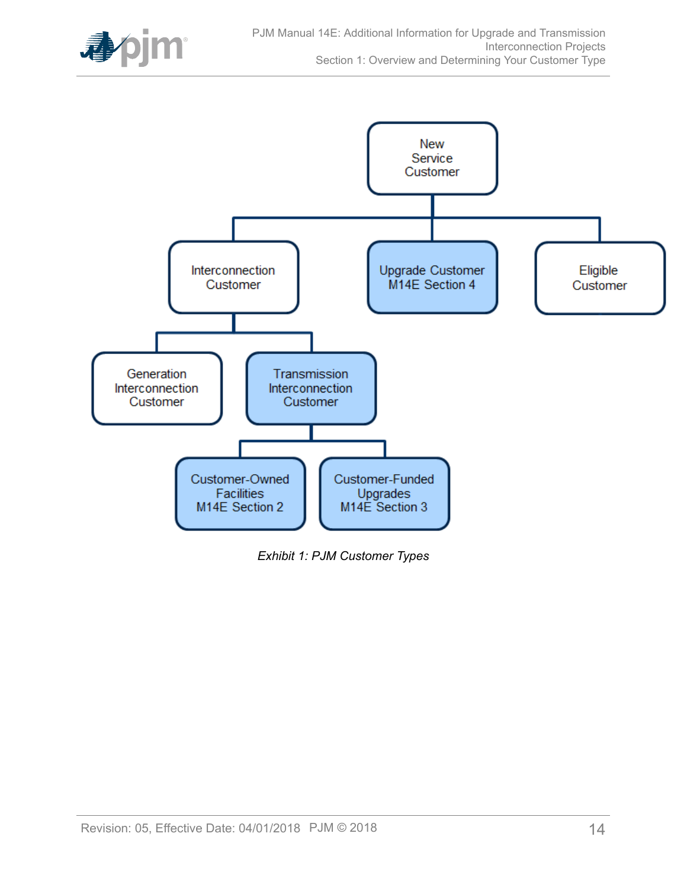New Service Customer

Interconnection Customer

Upgrade Customer M14E Section 4

Eligible Customer

Generation Interconnection Customer

Transmission Interconnection Customer

Customer-Owned Facilities M14E Section 2

Customer-Funded Upgrades M14E Section 3

*Exhibit 1: PJM Customer Types*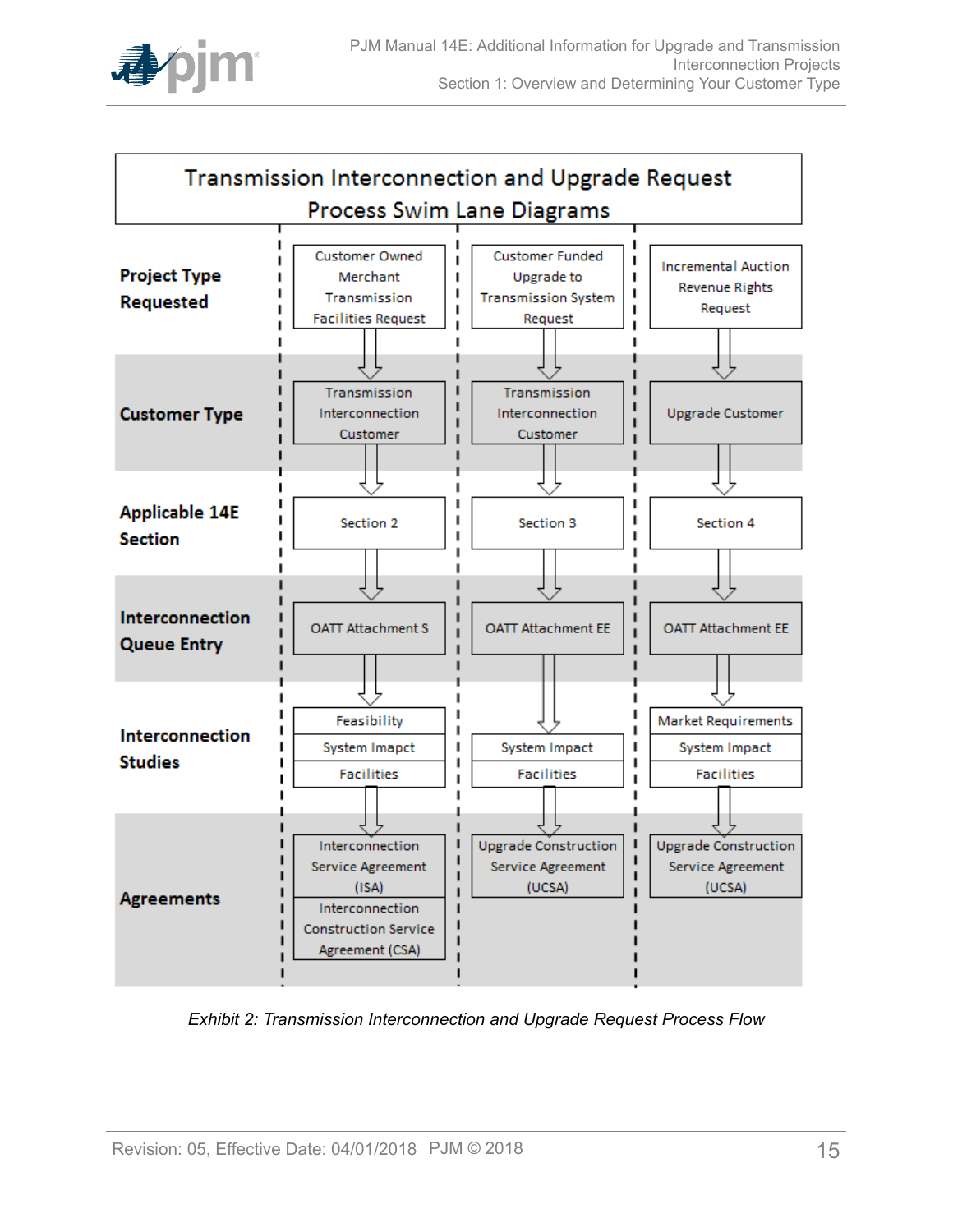## Transmission Interconnection and Upgrade Request Process Swim Lane Diagrams

| | | | |
|---|---|---|---|
| **Project Type Requested** | Customer Owned Merchant Transmission Facilities Request | Customer Funded Upgrade to Transmission System Request | Incremental Auction Revenue Rights Request |
| **Customer Type** | Transmission Interconnection Customer | Transmission Interconnection Customer | Upgrade Customer |
| **Applicable 14E Section** | Section 2 | Section 3 | Section 4 |
| **Interconnection Queue Entry** | OATT Attachment S | OATT Attachment EE | OATT Attachment EE |
| **Interconnection Studies** | Feasibility; System Impacpt; Facilities | System Impact; Facilities | Market Requirements; System Impact; Facilities |
| **Agreements** | Interconnection Service Agreement (ISA); Interconnection Construction Service Agreement (CSA) | Upgrade Construction Service Agreement (UCSA) | Upgrade Construction Service Agreement (UCSA) |

*Exhibit 2: Transmission Interconnection and Upgrade Request Process Flow*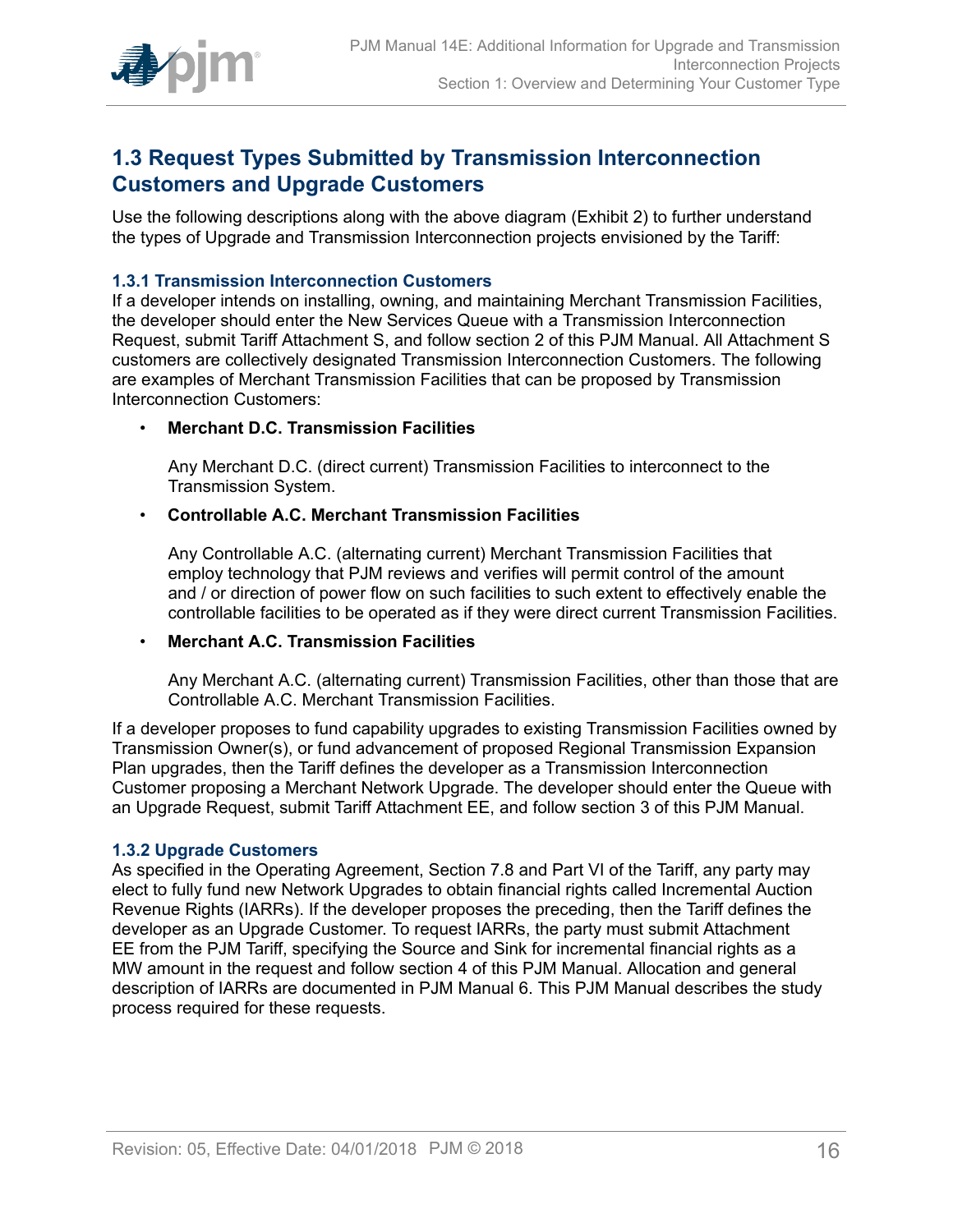## 1.3 Request Types Submitted by Transmission Interconnection Customers and Upgrade Customers

Use the following descriptions along with the above diagram (Exhibit 2) to further understand the types of Upgrade and Transmission Interconnection projects envisioned by the Tariff:

### 1.3.1 Transmission Interconnection Customers

If a developer intends on installing, owning, and maintaining Merchant Transmission Facilities, the developer should enter the New Services Queue with a Transmission Interconnection Request, submit Tariff Attachment S, and follow section 2 of this PJM Manual. All Attachment S customers are collectively designated Transmission Interconnection Customers. The following are examples of Merchant Transmission Facilities that can be proposed by Transmission Interconnection Customers:

- **Merchant D.C. Transmission Facilities**

  Any Merchant D.C. (direct current) Transmission Facilities to interconnect to the Transmission System.

- **Controllable A.C. Merchant Transmission Facilities**

  Any Controllable A.C. (alternating current) Merchant Transmission Facilities that employ technology that PJM reviews and verifies will permit control of the amount and / or direction of power flow on such facilities to such extent to effectively enable the controllable facilities to be operated as if they were direct current Transmission Facilities.

- **Merchant A.C. Transmission Facilities**

  Any Merchant A.C. (alternating current) Transmission Facilities, other than those that are Controllable A.C. Merchant Transmission Facilities.

If a developer proposes to fund capability upgrades to existing Transmission Facilities owned by Transmission Owner(s), or fund advancement of proposed Regional Transmission Expansion Plan upgrades, then the Tariff defines the developer as a Transmission Interconnection Customer proposing a Merchant Network Upgrade. The developer should enter the Queue with an Upgrade Request, submit Tariff Attachment EE, and follow section 3 of this PJM Manual.

### 1.3.2 Upgrade Customers

As specified in the Operating Agreement, Section 7.8 and Part VI of the Tariff, any party may elect to fully fund new Network Upgrades to obtain financial rights called Incremental Auction Revenue Rights (IARRs). If the developer proposes the preceding, then the Tariff defines the developer as an Upgrade Customer. To request IARRs, the party must submit Attachment EE from the PJM Tariff, specifying the Source and Sink for incremental financial rights as a MW amount in the request and follow section 4 of this PJM Manual. Allocation and general description of IARRs are documented in PJM Manual 6. This PJM Manual describes the study process required for these requests.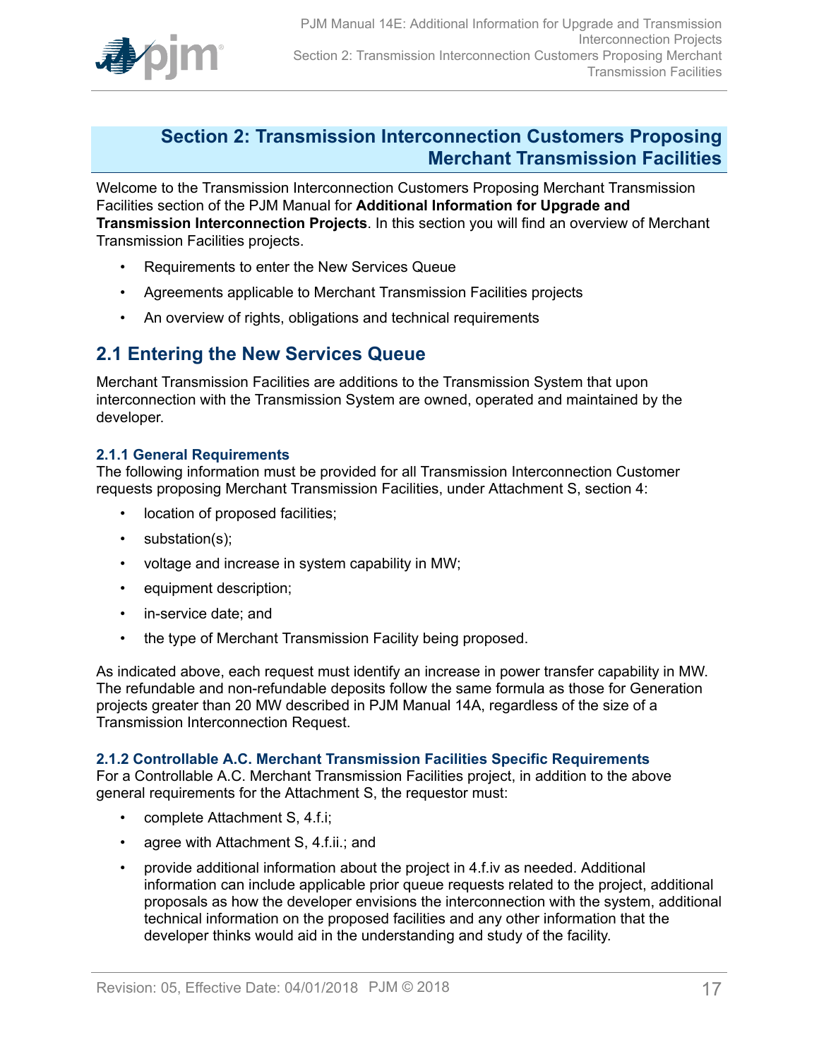# Section 2: Transmission Interconnection Customers Proposing Merchant Transmission Facilities

Welcome to the Transmission Interconnection Customers Proposing Merchant Transmission Facilities section of the PJM Manual for **Additional Information for Upgrade and Transmission Interconnection Projects**. In this section you will find an overview of Merchant Transmission Facilities projects.

- Requirements to enter the New Services Queue
- Agreements applicable to Merchant Transmission Facilities projects
- An overview of rights, obligations and technical requirements

## 2.1 Entering the New Services Queue

Merchant Transmission Facilities are additions to the Transmission System that upon interconnection with the Transmission System are owned, operated and maintained by the developer.

### 2.1.1 General Requirements

The following information must be provided for all Transmission Interconnection Customer requests proposing Merchant Transmission Facilities, under Attachment S, section 4:

- location of proposed facilities;
- substation(s);
- voltage and increase in system capability in MW;
- equipment description;
- in-service date; and
- the type of Merchant Transmission Facility being proposed.

As indicated above, each request must identify an increase in power transfer capability in MW. The refundable and non-refundable deposits follow the same formula as those for Generation projects greater than 20 MW described in PJM Manual 14A, regardless of the size of a Transmission Interconnection Request.

### 2.1.2 Controllable A.C. Merchant Transmission Facilities Specific Requirements

For a Controllable A.C. Merchant Transmission Facilities project, in addition to the above general requirements for the Attachment S, the requestor must:

- complete Attachment S, 4.f.i;
- agree with Attachment S, 4.f.ii.; and
- provide additional information about the project in 4.f.iv as needed. Additional information can include applicable prior queue requests related to the project, additional proposals as how the developer envisions the interconnection with the system, additional technical information on the proposed facilities and any other information that the developer thinks would aid in the understanding and study of the facility.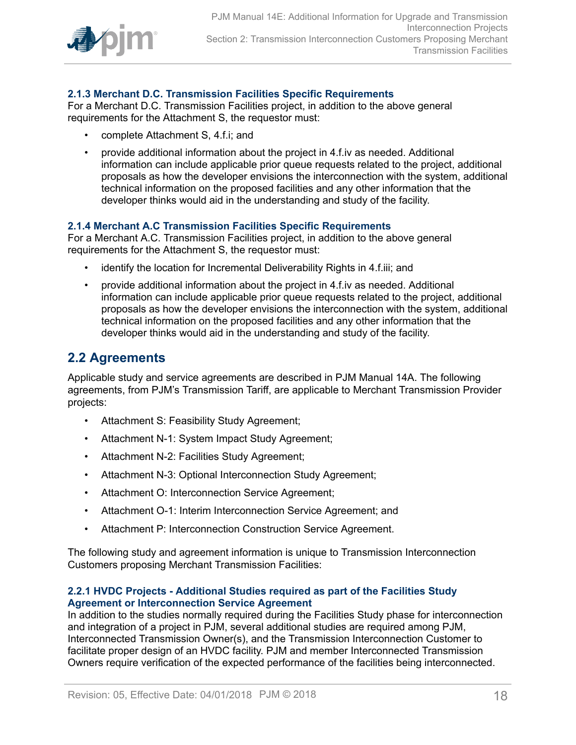### 2.1.3 Merchant D.C. Transmission Facilities Specific Requirements

For a Merchant D.C. Transmission Facilities project, in addition to the above general requirements for the Attachment S, the requestor must:

- complete Attachment S, 4.f.i; and
- provide additional information about the project in 4.f.iv as needed. Additional information can include applicable prior queue requests related to the project, additional proposals as how the developer envisions the interconnection with the system, additional technical information on the proposed facilities and any other information that the developer thinks would aid in the understanding and study of the facility.

### 2.1.4 Merchant A.C Transmission Facilities Specific Requirements

For a Merchant A.C. Transmission Facilities project, in addition to the above general requirements for the Attachment S, the requestor must:

- identify the location for Incremental Deliverability Rights in 4.f.iii; and
- provide additional information about the project in 4.f.iv as needed. Additional information can include applicable prior queue requests related to the project, additional proposals as how the developer envisions the interconnection with the system, additional technical information on the proposed facilities and any other information that the developer thinks would aid in the understanding and study of the facility.

## 2.2 Agreements

Applicable study and service agreements are described in PJM Manual 14A. The following agreements, from PJM's Transmission Tariff, are applicable to Merchant Transmission Provider projects:

- Attachment S: Feasibility Study Agreement;
- Attachment N-1: System Impact Study Agreement;
- Attachment N-2: Facilities Study Agreement;
- Attachment N-3: Optional Interconnection Study Agreement;
- Attachment O: Interconnection Service Agreement;
- Attachment O-1: Interim Interconnection Service Agreement; and
- Attachment P: Interconnection Construction Service Agreement.

The following study and agreement information is unique to Transmission Interconnection Customers proposing Merchant Transmission Facilities:

### 2.2.1 HVDC Projects - Additional Studies required as part of the Facilities Study Agreement or Interconnection Service Agreement

In addition to the studies normally required during the Facilities Study phase for interconnection and integration of a project in PJM, several additional studies are required among PJM, Interconnected Transmission Owner(s), and the Transmission Interconnection Customer to facilitate proper design of an HVDC facility. PJM and member Interconnected Transmission Owners require verification of the expected performance of the facilities being interconnected.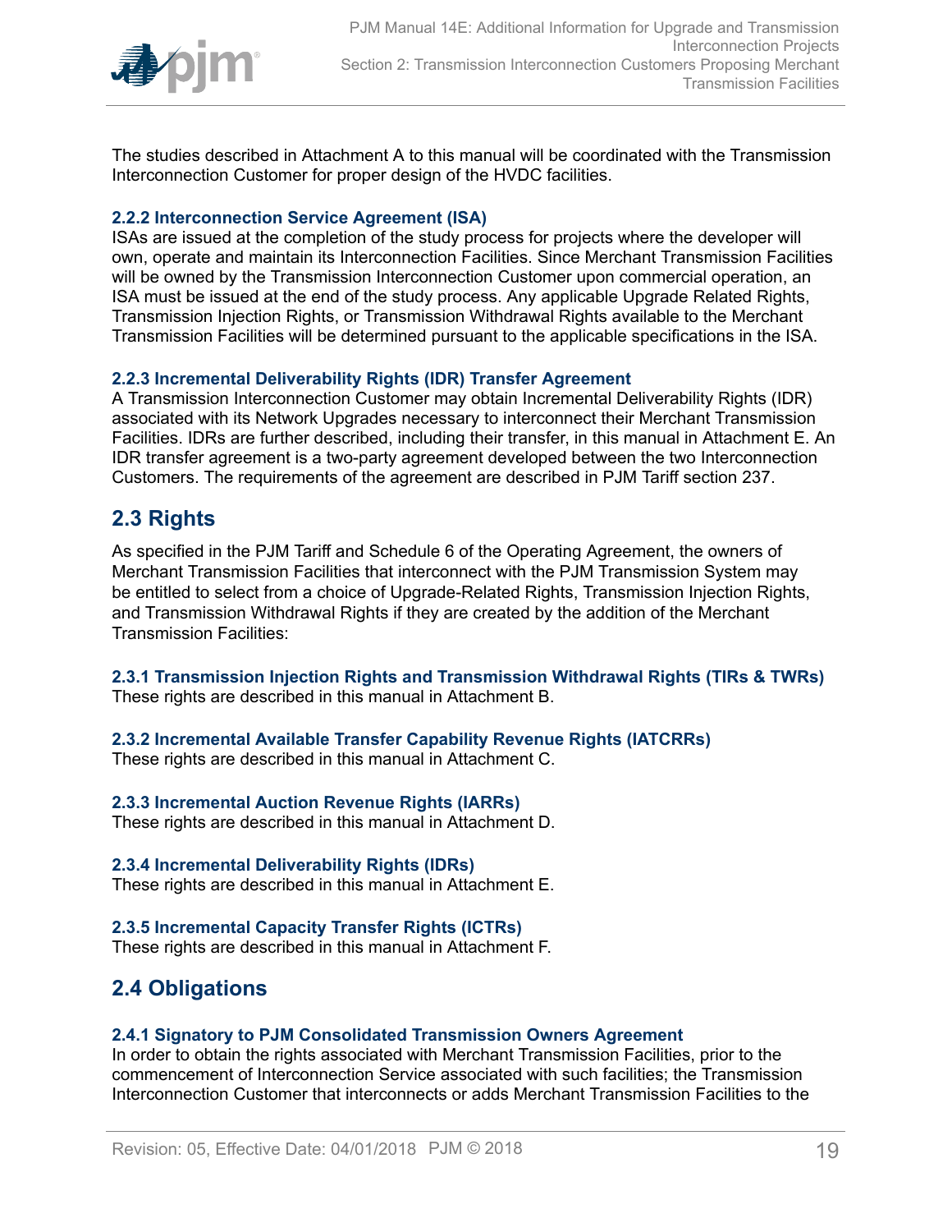The studies described in Attachment A to this manual will be coordinated with the Transmission Interconnection Customer for proper design of the HVDC facilities.

### 2.2.2 Interconnection Service Agreement (ISA)

ISAs are issued at the completion of the study process for projects where the developer will own, operate and maintain its Interconnection Facilities. Since Merchant Transmission Facilities will be owned by the Transmission Interconnection Customer upon commercial operation, an ISA must be issued at the end of the study process. Any applicable Upgrade Related Rights, Transmission Injection Rights, or Transmission Withdrawal Rights available to the Merchant Transmission Facilities will be determined pursuant to the applicable specifications in the ISA.

### 2.2.3 Incremental Deliverability Rights (IDR) Transfer Agreement

A Transmission Interconnection Customer may obtain Incremental Deliverability Rights (IDR) associated with its Network Upgrades necessary to interconnect their Merchant Transmission Facilities. IDRs are further described, including their transfer, in this manual in Attachment E. An IDR transfer agreement is a two-party agreement developed between the two Interconnection Customers. The requirements of the agreement are described in PJM Tariff section 237.

## 2.3 Rights

As specified in the PJM Tariff and Schedule 6 of the Operating Agreement, the owners of Merchant Transmission Facilities that interconnect with the PJM Transmission System may be entitled to select from a choice of Upgrade-Related Rights, Transmission Injection Rights, and Transmission Withdrawal Rights if they are created by the addition of the Merchant Transmission Facilities:

### 2.3.1 Transmission Injection Rights and Transmission Withdrawal Rights (TIRs & TWRs)

These rights are described in this manual in Attachment B.

### 2.3.2 Incremental Available Transfer Capability Revenue Rights (IATCRRs)

These rights are described in this manual in Attachment C.

### 2.3.3 Incremental Auction Revenue Rights (IARRs)

These rights are described in this manual in Attachment D.

### 2.3.4 Incremental Deliverability Rights (IDRs)

These rights are described in this manual in Attachment E.

### 2.3.5 Incremental Capacity Transfer Rights (ICTRs)

These rights are described in this manual in Attachment F.

## 2.4 Obligations

### 2.4.1 Signatory to PJM Consolidated Transmission Owners Agreement

In order to obtain the rights associated with Merchant Transmission Facilities, prior to the commencement of Interconnection Service associated with such facilities; the Transmission Interconnection Customer that interconnects or adds Merchant Transmission Facilities to the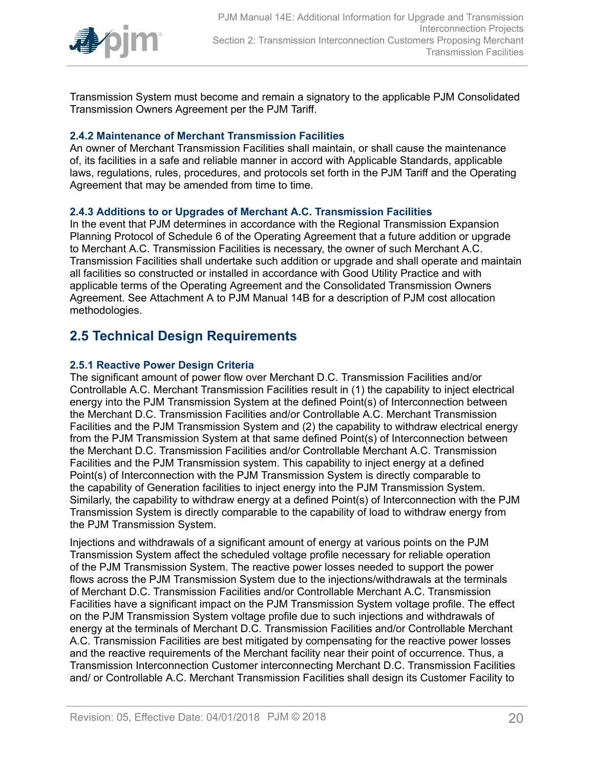Transmission System must become and remain a signatory to the applicable PJM Consolidated Transmission Owners Agreement per the PJM Tariff.

### 2.4.2 Maintenance of Merchant Transmission Facilities

An owner of Merchant Transmission Facilities shall maintain, or shall cause the maintenance of, its facilities in a safe and reliable manner in accord with Applicable Standards, applicable laws, regulations, rules, procedures, and protocols set forth in the PJM Tariff and the Operating Agreement that may be amended from time to time.

### 2.4.3 Additions to or Upgrades of Merchant A.C. Transmission Facilities

In the event that PJM determines in accordance with the Regional Transmission Expansion Planning Protocol of Schedule 6 of the Operating Agreement that a future addition or upgrade to Merchant A.C. Transmission Facilities is necessary, the owner of such Merchant A.C. Transmission Facilities shall undertake such addition or upgrade and shall operate and maintain all facilities so constructed or installed in accordance with Good Utility Practice and with applicable terms of the Operating Agreement and the Consolidated Transmission Owners Agreement. See Attachment A to PJM Manual 14B for a description of PJM cost allocation methodologies.

## 2.5 Technical Design Requirements

### 2.5.1 Reactive Power Design Criteria

The significant amount of power flow over Merchant D.C. Transmission Facilities and/or Controllable A.C. Merchant Transmission Facilities result in (1) the capability to inject electrical energy into the PJM Transmission System at the defined Point(s) of Interconnection between the Merchant D.C. Transmission Facilities and/or Controllable A.C. Merchant Transmission Facilities and the PJM Transmission System and (2) the capability to withdraw electrical energy from the PJM Transmission System at that same defined Point(s) of Interconnection between the Merchant D.C. Transmission Facilities and/or Controllable Merchant A.C. Transmission Facilities and the PJM Transmission system. This capability to inject energy at a defined Point(s) of Interconnection with the PJM Transmission System is directly comparable to the capability of Generation facilities to inject energy into the PJM Transmission System. Similarly, the capability to withdraw energy at a defined Point(s) of Interconnection with the PJM Transmission System is directly comparable to the capability of load to withdraw energy from the PJM Transmission System.

Injections and withdrawals of a significant amount of energy at various points on the PJM Transmission System affect the scheduled voltage profile necessary for reliable operation of the PJM Transmission System. The reactive power losses needed to support the power flows across the PJM Transmission System due to the injections/withdrawals at the terminals of Merchant D.C. Transmission Facilities and/or Controllable Merchant A.C. Transmission Facilities have a significant impact on the PJM Transmission System voltage profile. The effect on the PJM Transmission System voltage profile due to such injections and withdrawals of energy at the terminals of Merchant D.C. Transmission Facilities and/or Controllable Merchant A.C. Transmission Facilities are best mitigated by compensating for the reactive power losses and the reactive requirements of the Merchant facility near their point of occurrence. Thus, a Transmission Interconnection Customer interconnecting Merchant D.C. Transmission Facilities and/ or Controllable A.C. Merchant Transmission Facilities shall design its Customer Facility to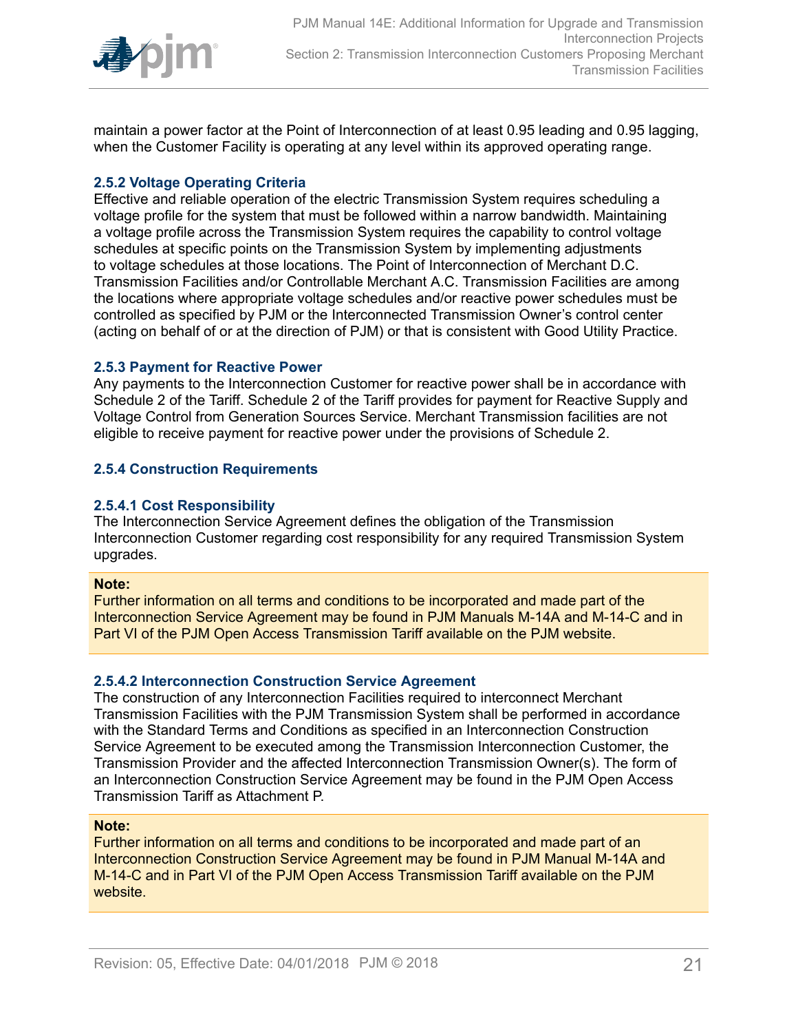maintain a power factor at the Point of Interconnection of at least 0.95 leading and 0.95 lagging, when the Customer Facility is operating at any level within its approved operating range.

### 2.5.2 Voltage Operating Criteria

Effective and reliable operation of the electric Transmission System requires scheduling a voltage profile for the system that must be followed within a narrow bandwidth. Maintaining a voltage profile across the Transmission System requires the capability to control voltage schedules at specific points on the Transmission System by implementing adjustments to voltage schedules at those locations. The Point of Interconnection of Merchant D.C. Transmission Facilities and/or Controllable Merchant A.C. Transmission Facilities are among the locations where appropriate voltage schedules and/or reactive power schedules must be controlled as specified by PJM or the Interconnected Transmission Owner's control center (acting on behalf of or at the direction of PJM) or that is consistent with Good Utility Practice.

### 2.5.3 Payment for Reactive Power

Any payments to the Interconnection Customer for reactive power shall be in accordance with Schedule 2 of the Tariff. Schedule 2 of the Tariff provides for payment for Reactive Supply and Voltage Control from Generation Sources Service. Merchant Transmission facilities are not eligible to receive payment for reactive power under the provisions of Schedule 2.

### 2.5.4 Construction Requirements

#### 2.5.4.1 Cost Responsibility

The Interconnection Service Agreement defines the obligation of the Transmission Interconnection Customer regarding cost responsibility for any required Transmission System upgrades.

**Note:**
Further information on all terms and conditions to be incorporated and made part of the Interconnection Service Agreement may be found in PJM Manuals M-14A and M-14-C and in Part VI of the PJM Open Access Transmission Tariff available on the PJM website.

#### 2.5.4.2 Interconnection Construction Service Agreement

The construction of any Interconnection Facilities required to interconnect Merchant Transmission Facilities with the PJM Transmission System shall be performed in accordance with the Standard Terms and Conditions as specified in an Interconnection Construction Service Agreement to be executed among the Transmission Interconnection Customer, the Transmission Provider and the affected Interconnection Transmission Owner(s). The form of an Interconnection Construction Service Agreement may be found in the PJM Open Access Transmission Tariff as Attachment P.

**Note:**
Further information on all terms and conditions to be incorporated and made part of an Interconnection Construction Service Agreement may be found in PJM Manual M-14A and M-14-C and in Part VI of the PJM Open Access Transmission Tariff available on the PJM website.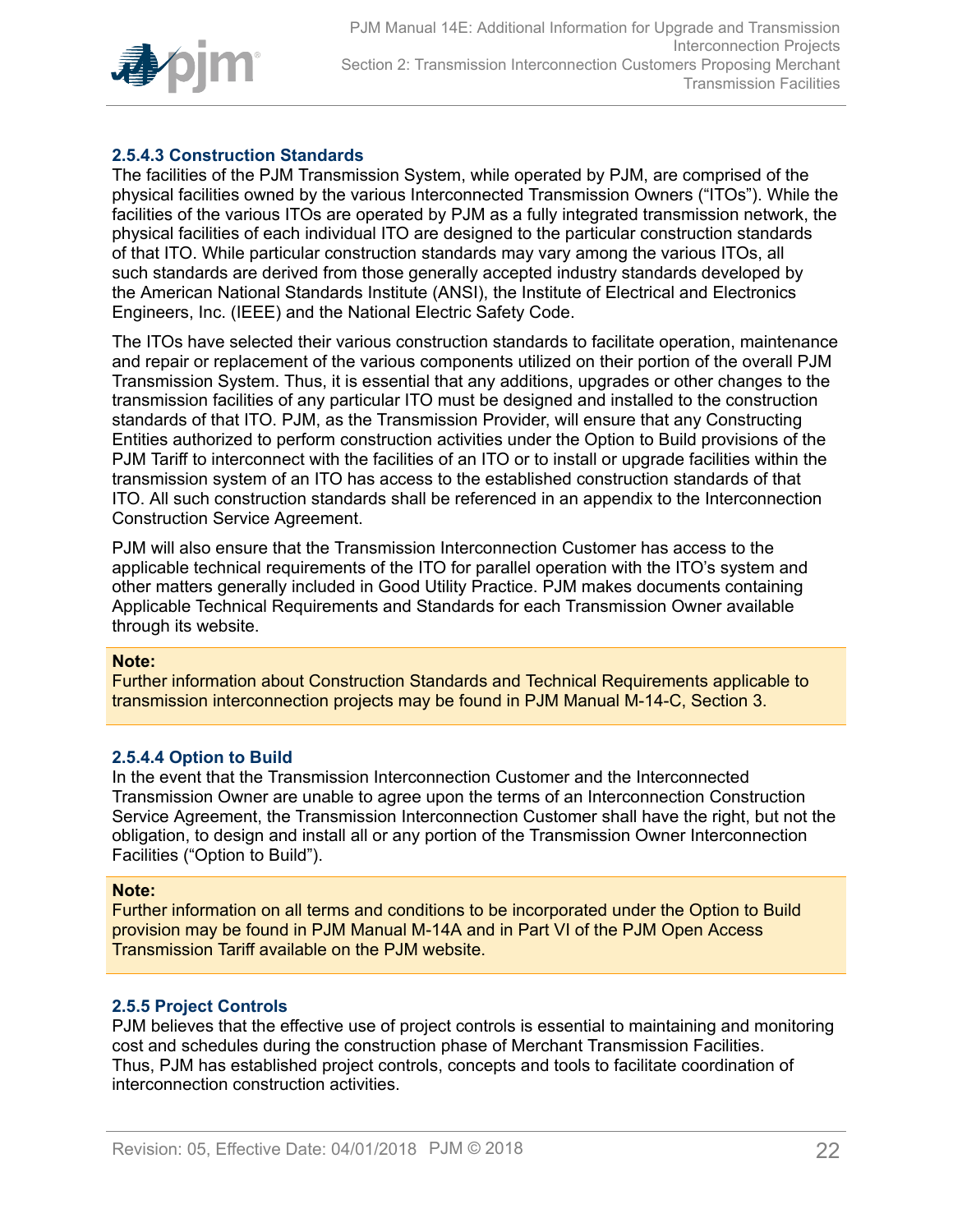#### 2.5.4.3 Construction Standards

The facilities of the PJM Transmission System, while operated by PJM, are comprised of the physical facilities owned by the various Interconnected Transmission Owners ("ITOs"). While the facilities of the various ITOs are operated by PJM as a fully integrated transmission network, the physical facilities of each individual ITO are designed to the particular construction standards of that ITO. While particular construction standards may vary among the various ITOs, all such standards are derived from those generally accepted industry standards developed by the American National Standards Institute (ANSI), the Institute of Electrical and Electronics Engineers, Inc. (IEEE) and the National Electric Safety Code.

The ITOs have selected their various construction standards to facilitate operation, maintenance and repair or replacement of the various components utilized on their portion of the overall PJM Transmission System. Thus, it is essential that any additions, upgrades or other changes to the transmission facilities of any particular ITO must be designed and installed to the construction standards of that ITO. PJM, as the Transmission Provider, will ensure that any Constructing Entities authorized to perform construction activities under the Option to Build provisions of the PJM Tariff to interconnect with the facilities of an ITO or to install or upgrade facilities within the transmission system of an ITO has access to the established construction standards of that ITO. All such construction standards shall be referenced in an appendix to the Interconnection Construction Service Agreement.

PJM will also ensure that the Transmission Interconnection Customer has access to the applicable technical requirements of the ITO for parallel operation with the ITO's system and other matters generally included in Good Utility Practice. PJM makes documents containing Applicable Technical Requirements and Standards for each Transmission Owner available through its website.

**Note:**
Further information about Construction Standards and Technical Requirements applicable to transmission interconnection projects may be found in PJM Manual M-14-C, Section 3.

#### 2.5.4.4 Option to Build

In the event that the Transmission Interconnection Customer and the Interconnected Transmission Owner are unable to agree upon the terms of an Interconnection Construction Service Agreement, the Transmission Interconnection Customer shall have the right, but not the obligation, to design and install all or any portion of the Transmission Owner Interconnection Facilities ("Option to Build").

**Note:**
Further information on all terms and conditions to be incorporated under the Option to Build provision may be found in PJM Manual M-14A and in Part VI of the PJM Open Access Transmission Tariff available on the PJM website.

### 2.5.5 Project Controls

PJM believes that the effective use of project controls is essential to maintaining and monitoring cost and schedules during the construction phase of Merchant Transmission Facilities. Thus, PJM has established project controls, concepts and tools to facilitate coordination of interconnection construction activities.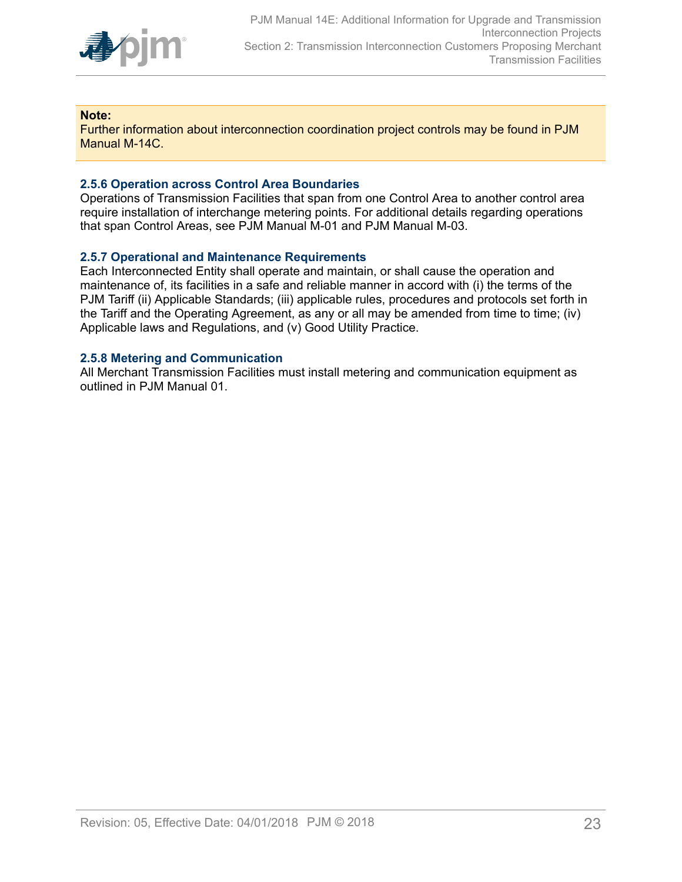**Note:**
Further information about interconnection coordination project controls may be found in PJM Manual M-14C.

### 2.5.6 Operation across Control Area Boundaries

Operations of Transmission Facilities that span from one Control Area to another control area require installation of interchange metering points. For additional details regarding operations that span Control Areas, see PJM Manual M-01 and PJM Manual M-03.

### 2.5.7 Operational and Maintenance Requirements

Each Interconnected Entity shall operate and maintain, or shall cause the operation and maintenance of, its facilities in a safe and reliable manner in accord with (i) the terms of the PJM Tariff (ii) Applicable Standards; (iii) applicable rules, procedures and protocols set forth in the Tariff and the Operating Agreement, as any or all may be amended from time to time; (iv) Applicable laws and Regulations, and (v) Good Utility Practice.

### 2.5.8 Metering and Communication

All Merchant Transmission Facilities must install metering and communication equipment as outlined in PJM Manual 01.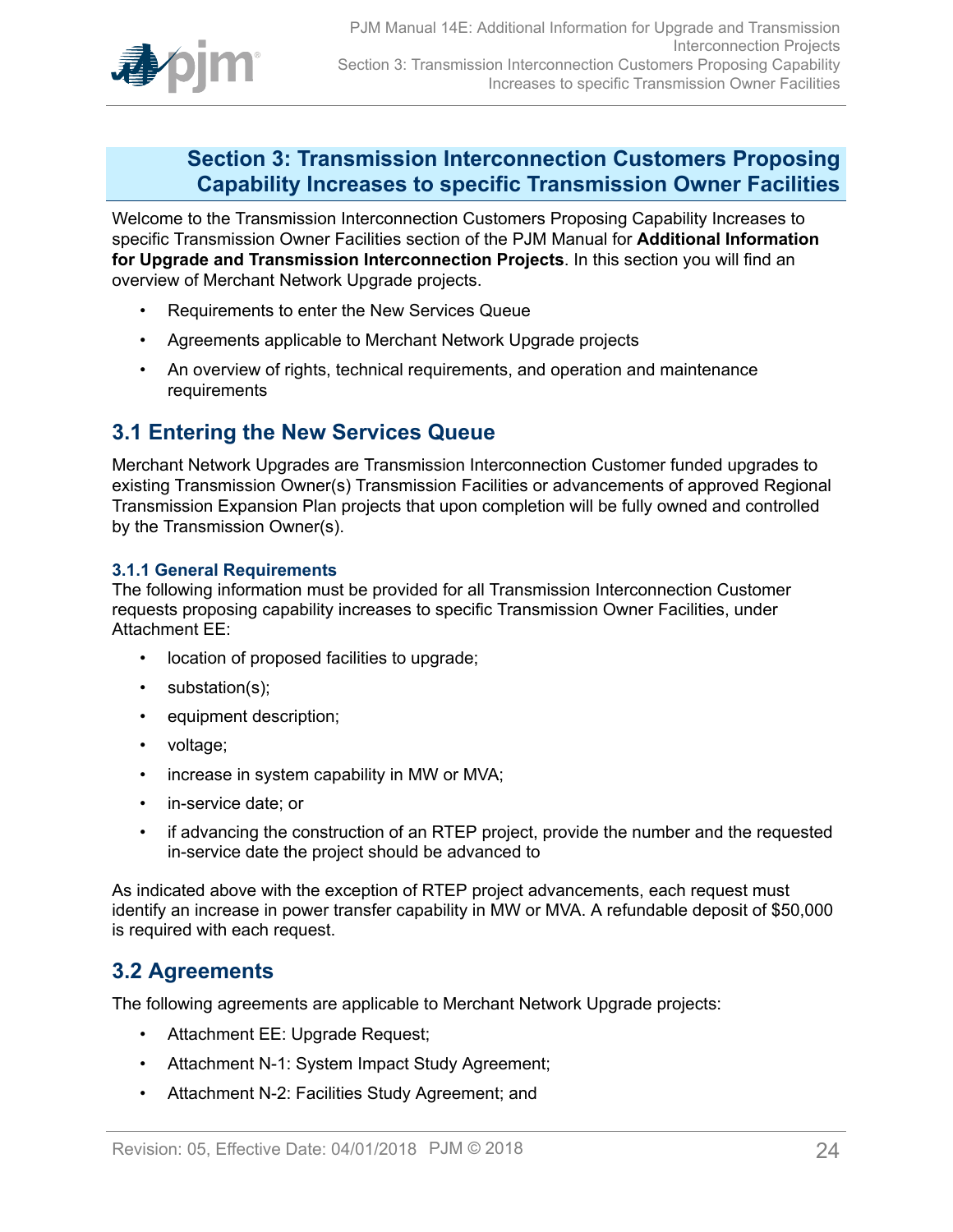# Section 3: Transmission Interconnection Customers Proposing Capability Increases to specific Transmission Owner Facilities

Welcome to the Transmission Interconnection Customers Proposing Capability Increases to specific Transmission Owner Facilities section of the PJM Manual for **Additional Information for Upgrade and Transmission Interconnection Projects**. In this section you will find an overview of Merchant Network Upgrade projects.

- Requirements to enter the New Services Queue
- Agreements applicable to Merchant Network Upgrade projects
- An overview of rights, technical requirements, and operation and maintenance requirements

## 3.1 Entering the New Services Queue

Merchant Network Upgrades are Transmission Interconnection Customer funded upgrades to existing Transmission Owner(s) Transmission Facilities or advancements of approved Regional Transmission Expansion Plan projects that upon completion will be fully owned and controlled by the Transmission Owner(s).

### 3.1.1 General Requirements

The following information must be provided for all Transmission Interconnection Customer requests proposing capability increases to specific Transmission Owner Facilities, under Attachment EE:

- location of proposed facilities to upgrade;
- substation(s);
- equipment description;
- voltage;
- increase in system capability in MW or MVA;
- in-service date; or
- if advancing the construction of an RTEP project, provide the number and the requested in-service date the project should be advanced to

As indicated above with the exception of RTEP project advancements, each request must identify an increase in power transfer capability in MW or MVA. A refundable deposit of $50,000 is required with each request.

## 3.2 Agreements

The following agreements are applicable to Merchant Network Upgrade projects:

- Attachment EE: Upgrade Request;
- Attachment N-1: System Impact Study Agreement;
- Attachment N-2: Facilities Study Agreement; and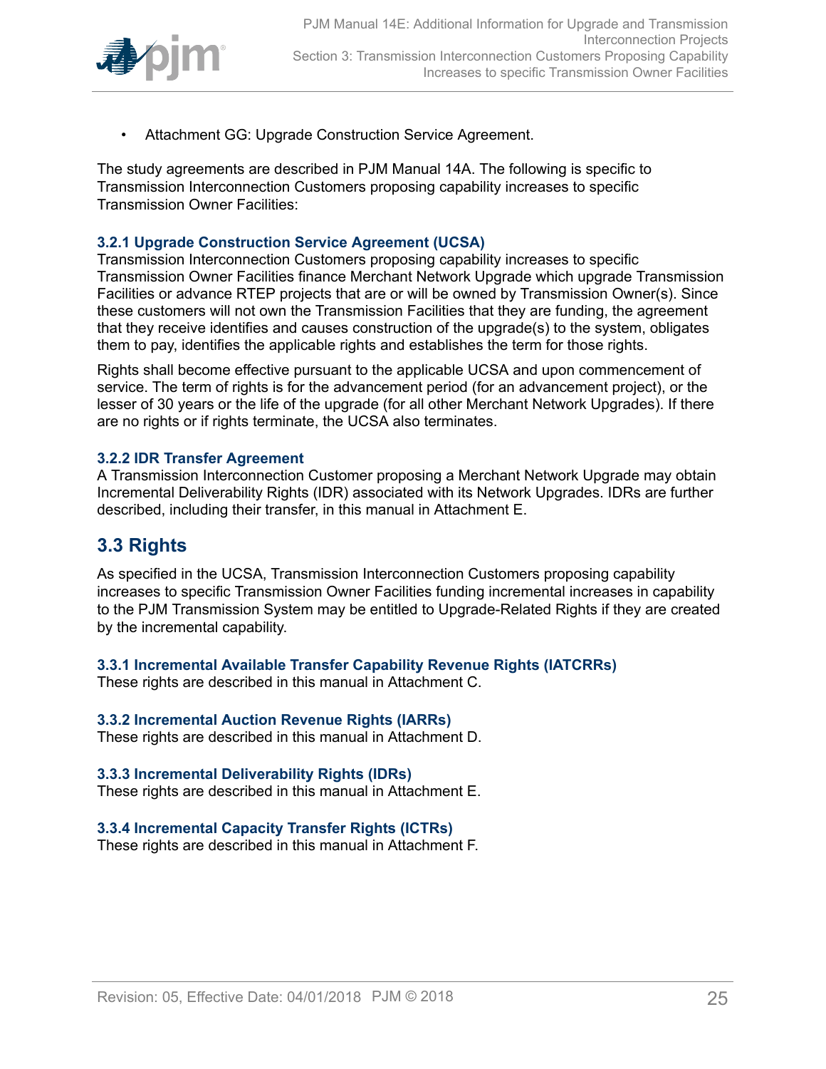- Attachment GG: Upgrade Construction Service Agreement.

The study agreements are described in PJM Manual 14A. The following is specific to Transmission Interconnection Customers proposing capability increases to specific Transmission Owner Facilities:

### 3.2.1 Upgrade Construction Service Agreement (UCSA)

Transmission Interconnection Customers proposing capability increases to specific Transmission Owner Facilities finance Merchant Network Upgrade which upgrade Transmission Facilities or advance RTEP projects that are or will be owned by Transmission Owner(s). Since these customers will not own the Transmission Facilities that they are funding, the agreement that they receive identifies and causes construction of the upgrade(s) to the system, obligates them to pay, identifies the applicable rights and establishes the term for those rights.

Rights shall become effective pursuant to the applicable UCSA and upon commencement of service. The term of rights is for the advancement period (for an advancement project), or the lesser of 30 years or the life of the upgrade (for all other Merchant Network Upgrades). If there are no rights or if rights terminate, the UCSA also terminates.

### 3.2.2 IDR Transfer Agreement

A Transmission Interconnection Customer proposing a Merchant Network Upgrade may obtain Incremental Deliverability Rights (IDR) associated with its Network Upgrades. IDRs are further described, including their transfer, in this manual in Attachment E.

## 3.3 Rights

As specified in the UCSA, Transmission Interconnection Customers proposing capability increases to specific Transmission Owner Facilities funding incremental increases in capability to the PJM Transmission System may be entitled to Upgrade-Related Rights if they are created by the incremental capability.

### 3.3.1 Incremental Available Transfer Capability Revenue Rights (IATCRRs)

These rights are described in this manual in Attachment C.

### 3.3.2 Incremental Auction Revenue Rights (IARRs)

These rights are described in this manual in Attachment D.

### 3.3.3 Incremental Deliverability Rights (IDRs)

These rights are described in this manual in Attachment E.

### 3.3.4 Incremental Capacity Transfer Rights (ICTRs)

These rights are described in this manual in Attachment F.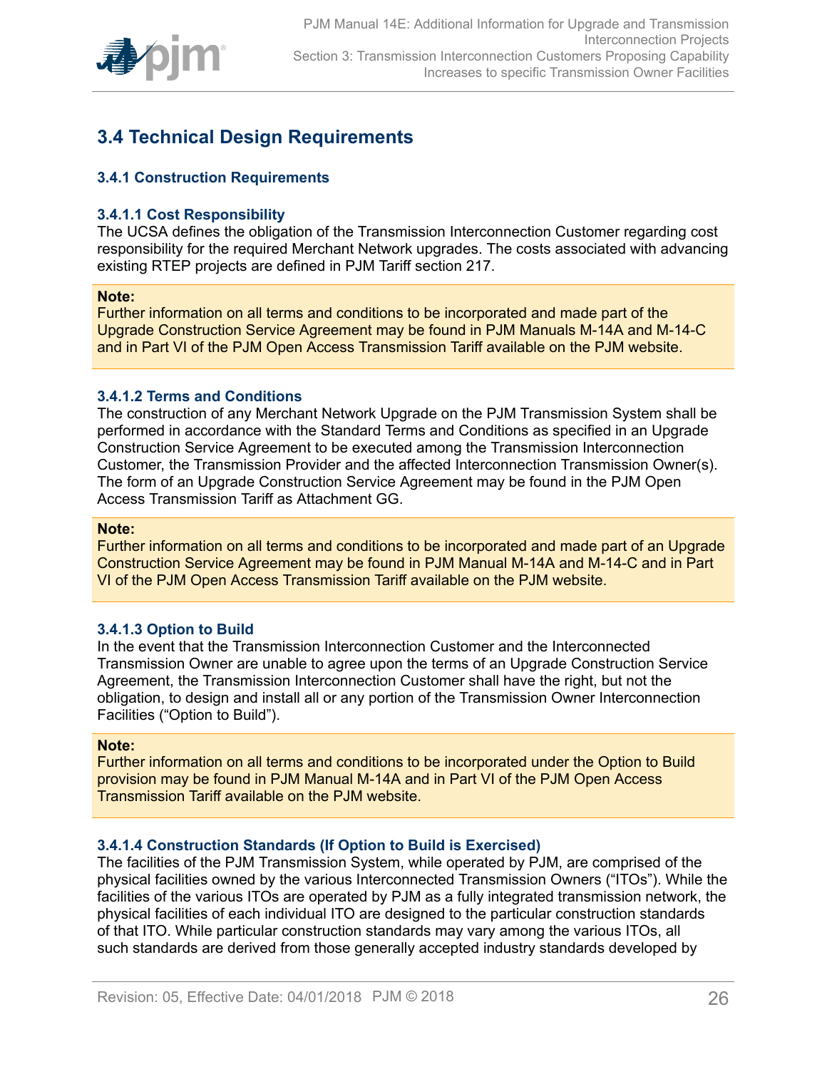## 3.4 Technical Design Requirements

### 3.4.1 Construction Requirements

#### 3.4.1.1 Cost Responsibility

The UCSA defines the obligation of the Transmission Interconnection Customer regarding cost responsibility for the required Merchant Network upgrades. The costs associated with advancing existing RTEP projects are defined in PJM Tariff section 217.

> **Note:**
> Further information on all terms and conditions to be incorporated and made part of the Upgrade Construction Service Agreement may be found in PJM Manuals M-14A and M-14-C and in Part VI of the PJM Open Access Transmission Tariff available on the PJM website.

#### 3.4.1.2 Terms and Conditions

The construction of any Merchant Network Upgrade on the PJM Transmission System shall be performed in accordance with the Standard Terms and Conditions as specified in an Upgrade Construction Service Agreement to be executed among the Transmission Interconnection Customer, the Transmission Provider and the affected Interconnection Transmission Owner(s). The form of an Upgrade Construction Service Agreement may be found in the PJM Open Access Transmission Tariff as Attachment GG.

> **Note:**
> Further information on all terms and conditions to be incorporated and made part of an Upgrade Construction Service Agreement may be found in PJM Manual M-14A and M-14-C and in Part VI of the PJM Open Access Transmission Tariff available on the PJM website.

#### 3.4.1.3 Option to Build

In the event that the Transmission Interconnection Customer and the Interconnected Transmission Owner are unable to agree upon the terms of an Upgrade Construction Service Agreement, the Transmission Interconnection Customer shall have the right, but not the obligation, to design and install all or any portion of the Transmission Owner Interconnection Facilities ("Option to Build").

> **Note:**
> Further information on all terms and conditions to be incorporated under the Option to Build provision may be found in PJM Manual M-14A and in Part VI of the PJM Open Access Transmission Tariff available on the PJM website.

#### 3.4.1.4 Construction Standards (If Option to Build is Exercised)

The facilities of the PJM Transmission System, while operated by PJM, are comprised of the physical facilities owned by the various Interconnected Transmission Owners ("ITOs"). While the facilities of the various ITOs are operated by PJM as a fully integrated transmission network, the physical facilities of each individual ITO are designed to the particular construction standards of that ITO. While particular construction standards may vary among the various ITOs, all such standards are derived from those generally accepted industry standards developed by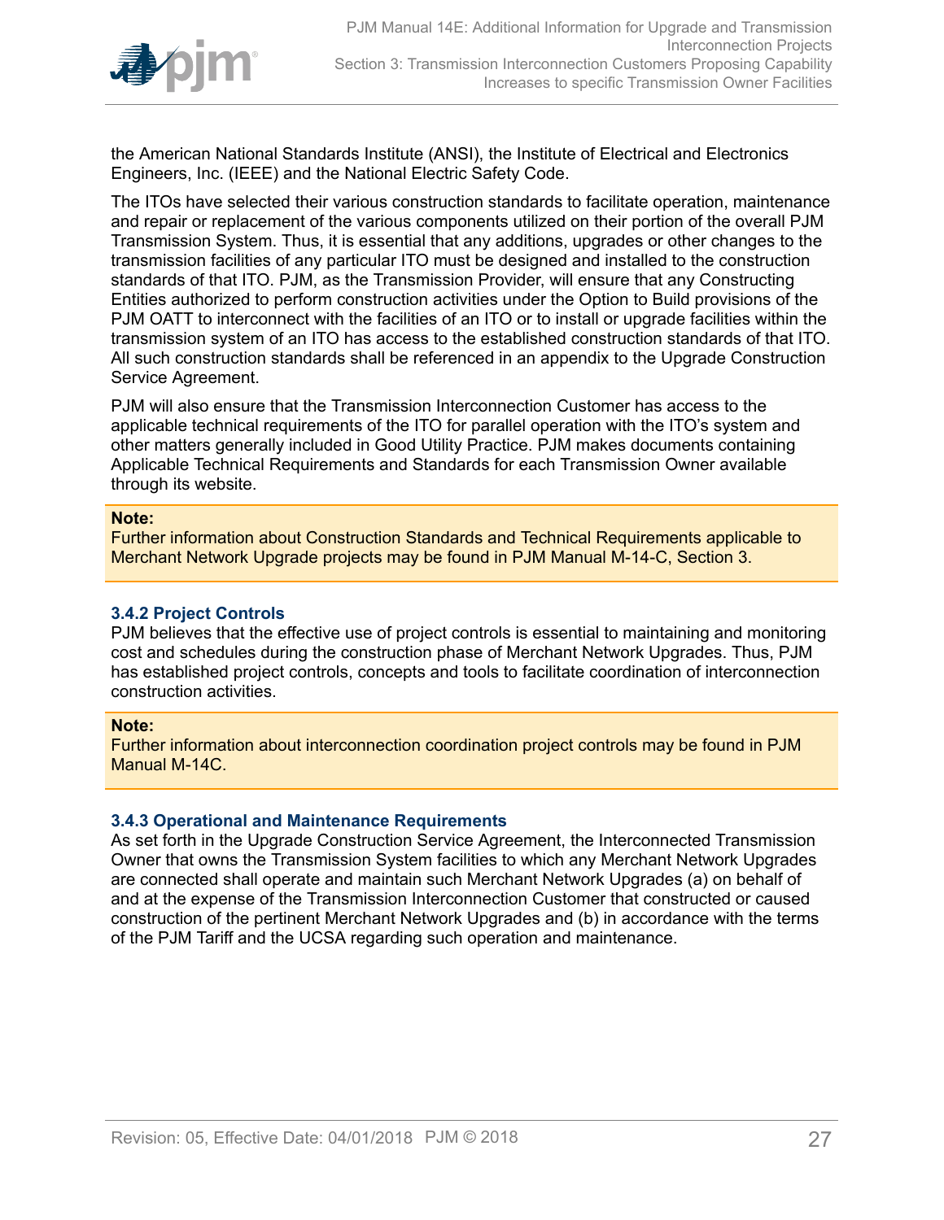the American National Standards Institute (ANSI), the Institute of Electrical and Electronics Engineers, Inc. (IEEE) and the National Electric Safety Code.

The ITOs have selected their various construction standards to facilitate operation, maintenance and repair or replacement of the various components utilized on their portion of the overall PJM Transmission System. Thus, it is essential that any additions, upgrades or other changes to the transmission facilities of any particular ITO must be designed and installed to the construction standards of that ITO. PJM, as the Transmission Provider, will ensure that any Constructing Entities authorized to perform construction activities under the Option to Build provisions of the PJM OATT to interconnect with the facilities of an ITO or to install or upgrade facilities within the transmission system of an ITO has access to the established construction standards of that ITO. All such construction standards shall be referenced in an appendix to the Upgrade Construction Service Agreement.

PJM will also ensure that the Transmission Interconnection Customer has access to the applicable technical requirements of the ITO for parallel operation with the ITO's system and other matters generally included in Good Utility Practice. PJM makes documents containing Applicable Technical Requirements and Standards for each Transmission Owner available through its website.

> **Note:**
> Further information about Construction Standards and Technical Requirements applicable to Merchant Network Upgrade projects may be found in PJM Manual M-14-C, Section 3.

### 3.4.2 Project Controls

PJM believes that the effective use of project controls is essential to maintaining and monitoring cost and schedules during the construction phase of Merchant Network Upgrades. Thus, PJM has established project controls, concepts and tools to facilitate coordination of interconnection construction activities.

> **Note:**
> Further information about interconnection coordination project controls may be found in PJM Manual M-14C.

### 3.4.3 Operational and Maintenance Requirements

As set forth in the Upgrade Construction Service Agreement, the Interconnected Transmission Owner that owns the Transmission System facilities to which any Merchant Network Upgrades are connected shall operate and maintain such Merchant Network Upgrades (a) on behalf of and at the expense of the Transmission Interconnection Customer that constructed or caused construction of the pertinent Merchant Network Upgrades and (b) in accordance with the terms of the PJM Tariff and the UCSA regarding such operation and maintenance.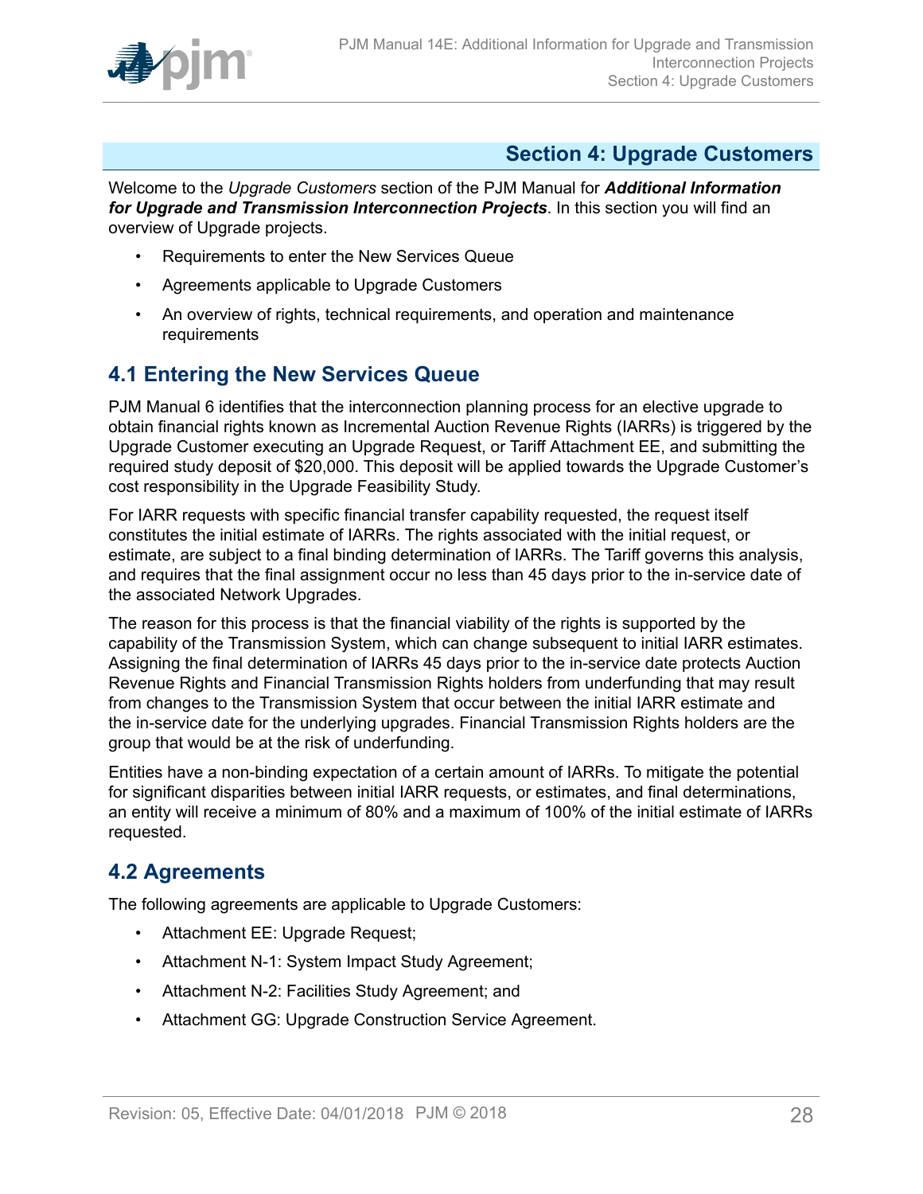# Section 4: Upgrade Customers

Welcome to the *Upgrade Customers* section of the PJM Manual for ***Additional Information for Upgrade and Transmission Interconnection Projects***. In this section you will find an overview of Upgrade projects.

- Requirements to enter the New Services Queue
- Agreements applicable to Upgrade Customers
- An overview of rights, technical requirements, and operation and maintenance requirements

## 4.1 Entering the New Services Queue

PJM Manual 6 identifies that the interconnection planning process for an elective upgrade to obtain financial rights known as Incremental Auction Revenue Rights (IARRs) is triggered by the Upgrade Customer executing an Upgrade Request, or Tariff Attachment EE, and submitting the required study deposit of $20,000. This deposit will be applied towards the Upgrade Customer's cost responsibility in the Upgrade Feasibility Study.

For IARR requests with specific financial transfer capability requested, the request itself constitutes the initial estimate of IARRs. The rights associated with the initial request, or estimate, are subject to a final binding determination of IARRs. The Tariff governs this analysis, and requires that the final assignment occur no less than 45 days prior to the in-service date of the associated Network Upgrades.

The reason for this process is that the financial viability of the rights is supported by the capability of the Transmission System, which can change subsequent to initial IARR estimates. Assigning the final determination of IARRs 45 days prior to the in-service date protects Auction Revenue Rights and Financial Transmission Rights holders from underfunding that may result from changes to the Transmission System that occur between the initial IARR estimate and the in-service date for the underlying upgrades. Financial Transmission Rights holders are the group that would be at the risk of underfunding.

Entities have a non-binding expectation of a certain amount of IARRs. To mitigate the potential for significant disparities between initial IARR requests, or estimates, and final determinations, an entity will receive a minimum of 80% and a maximum of 100% of the initial estimate of IARRs requested.

## 4.2 Agreements

The following agreements are applicable to Upgrade Customers:

- Attachment EE: Upgrade Request;
- Attachment N-1: System Impact Study Agreement;
- Attachment N-2: Facilities Study Agreement; and
- Attachment GG: Upgrade Construction Service Agreement.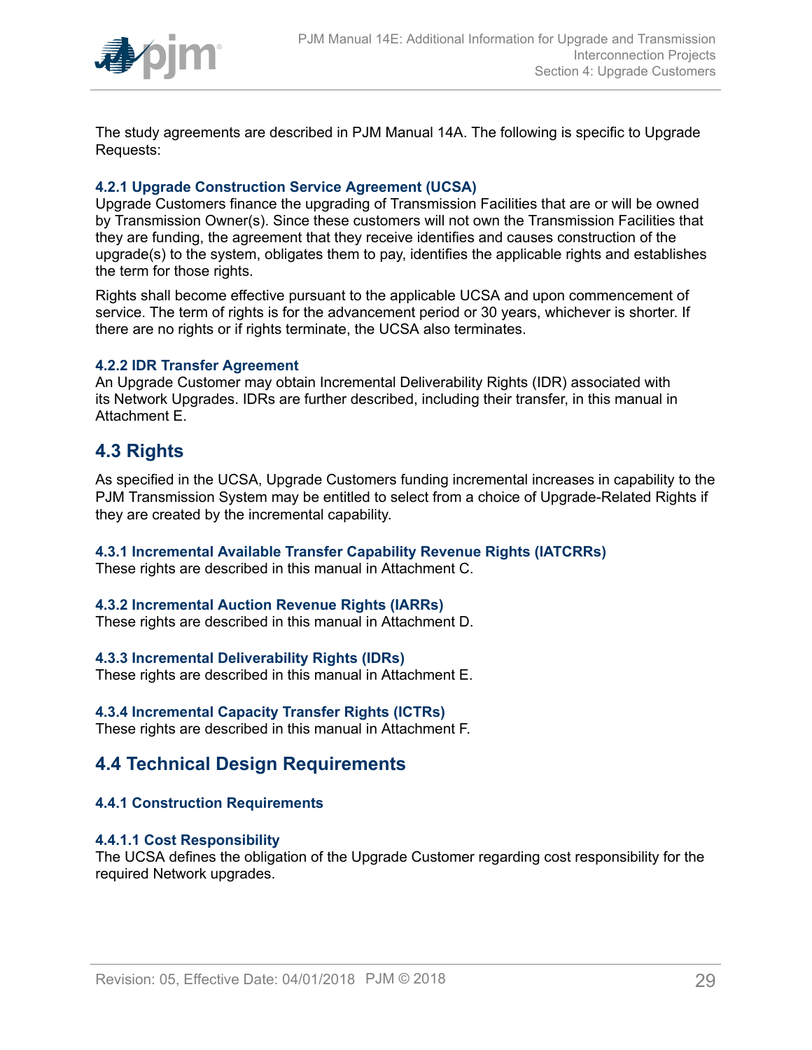The study agreements are described in PJM Manual 14A. The following is specific to Upgrade Requests:

### 4.2.1 Upgrade Construction Service Agreement (UCSA)

Upgrade Customers finance the upgrading of Transmission Facilities that are or will be owned by Transmission Owner(s). Since these customers will not own the Transmission Facilities that they are funding, the agreement that they receive identifies and causes construction of the upgrade(s) to the system, obligates them to pay, identifies the applicable rights and establishes the term for those rights.

Rights shall become effective pursuant to the applicable UCSA and upon commencement of service. The term of rights is for the advancement period or 30 years, whichever is shorter. If there are no rights or if rights terminate, the UCSA also terminates.

### 4.2.2 IDR Transfer Agreement

An Upgrade Customer may obtain Incremental Deliverability Rights (IDR) associated with its Network Upgrades. IDRs are further described, including their transfer, in this manual in Attachment E.

## 4.3 Rights

As specified in the UCSA, Upgrade Customers funding incremental increases in capability to the PJM Transmission System may be entitled to select from a choice of Upgrade-Related Rights if they are created by the incremental capability.

### 4.3.1 Incremental Available Transfer Capability Revenue Rights (IATCRRs)

These rights are described in this manual in Attachment C.

### 4.3.2 Incremental Auction Revenue Rights (IARRs)

These rights are described in this manual in Attachment D.

### 4.3.3 Incremental Deliverability Rights (IDRs)

These rights are described in this manual in Attachment E.

### 4.3.4 Incremental Capacity Transfer Rights (ICTRs)

These rights are described in this manual in Attachment F.

## 4.4 Technical Design Requirements

### 4.4.1 Construction Requirements

#### 4.4.1.1 Cost Responsibility

The UCSA defines the obligation of the Upgrade Customer regarding cost responsibility for the required Network upgrades.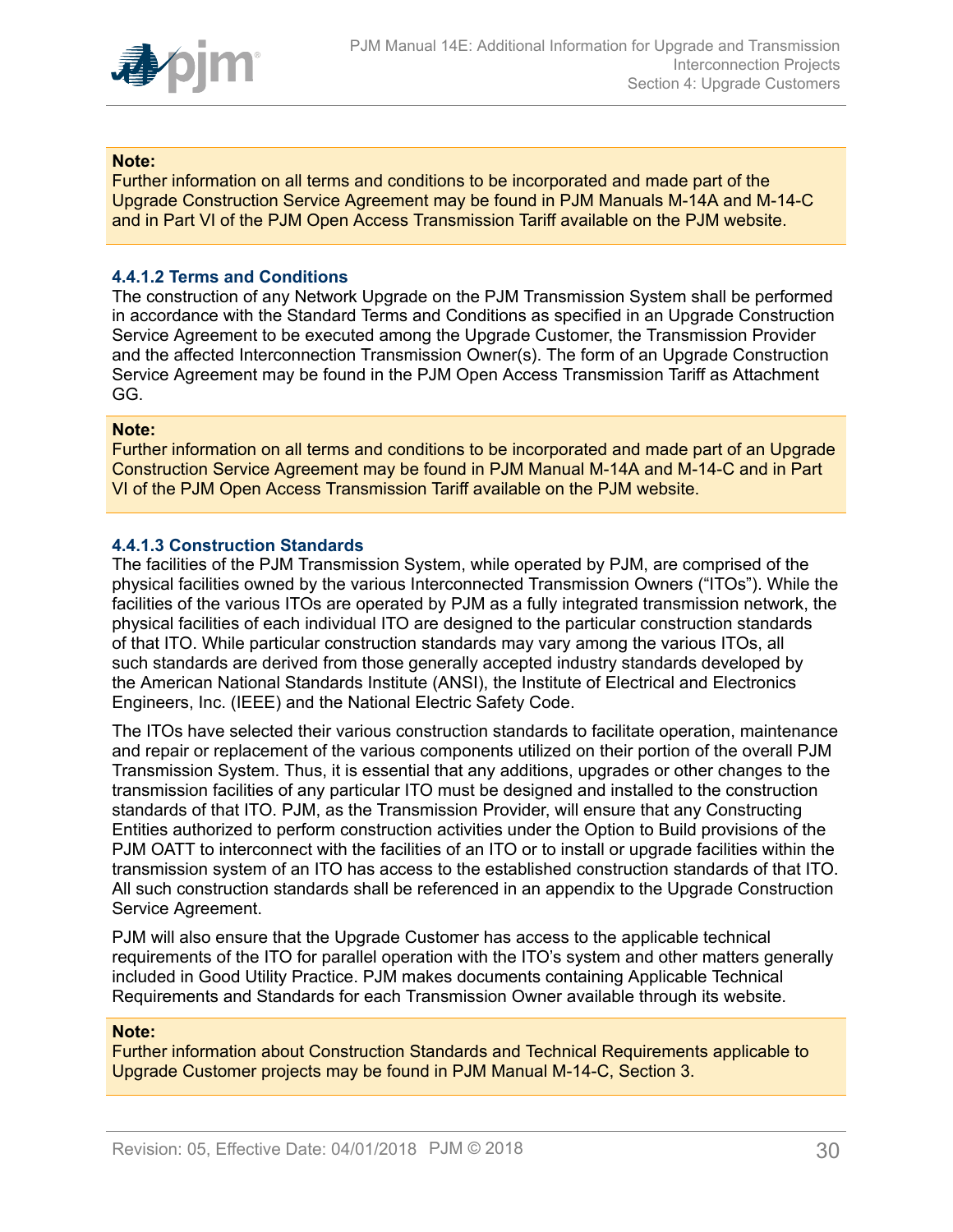**Note:**
Further information on all terms and conditions to be incorporated and made part of the Upgrade Construction Service Agreement may be found in PJM Manuals M-14A and M-14-C and in Part VI of the PJM Open Access Transmission Tariff available on the PJM website.

#### 4.4.1.2 Terms and Conditions

The construction of any Network Upgrade on the PJM Transmission System shall be performed in accordance with the Standard Terms and Conditions as specified in an Upgrade Construction Service Agreement to be executed among the Upgrade Customer, the Transmission Provider and the affected Interconnection Transmission Owner(s). The form of an Upgrade Construction Service Agreement may be found in the PJM Open Access Transmission Tariff as Attachment GG.

**Note:**
Further information on all terms and conditions to be incorporated and made part of an Upgrade Construction Service Agreement may be found in PJM Manual M-14A and M-14-C and in Part VI of the PJM Open Access Transmission Tariff available on the PJM website.

#### 4.4.1.3 Construction Standards

The facilities of the PJM Transmission System, while operated by PJM, are comprised of the physical facilities owned by the various Interconnected Transmission Owners ("ITOs"). While the facilities of the various ITOs are operated by PJM as a fully integrated transmission network, the physical facilities of each individual ITO are designed to the particular construction standards of that ITO. While particular construction standards may vary among the various ITOs, all such standards are derived from those generally accepted industry standards developed by the American National Standards Institute (ANSI), the Institute of Electrical and Electronics Engineers, Inc. (IEEE) and the National Electric Safety Code.

The ITOs have selected their various construction standards to facilitate operation, maintenance and repair or replacement of the various components utilized on their portion of the overall PJM Transmission System. Thus, it is essential that any additions, upgrades or other changes to the transmission facilities of any particular ITO must be designed and installed to the construction standards of that ITO. PJM, as the Transmission Provider, will ensure that any Constructing Entities authorized to perform construction activities under the Option to Build provisions of the PJM OATT to interconnect with the facilities of an ITO or to install or upgrade facilities within the transmission system of an ITO has access to the established construction standards of that ITO. All such construction standards shall be referenced in an appendix to the Upgrade Construction Service Agreement.

PJM will also ensure that the Upgrade Customer has access to the applicable technical requirements of the ITO for parallel operation with the ITO's system and other matters generally included in Good Utility Practice. PJM makes documents containing Applicable Technical Requirements and Standards for each Transmission Owner available through its website.

**Note:**
Further information about Construction Standards and Technical Requirements applicable to Upgrade Customer projects may be found in PJM Manual M-14-C, Section 3.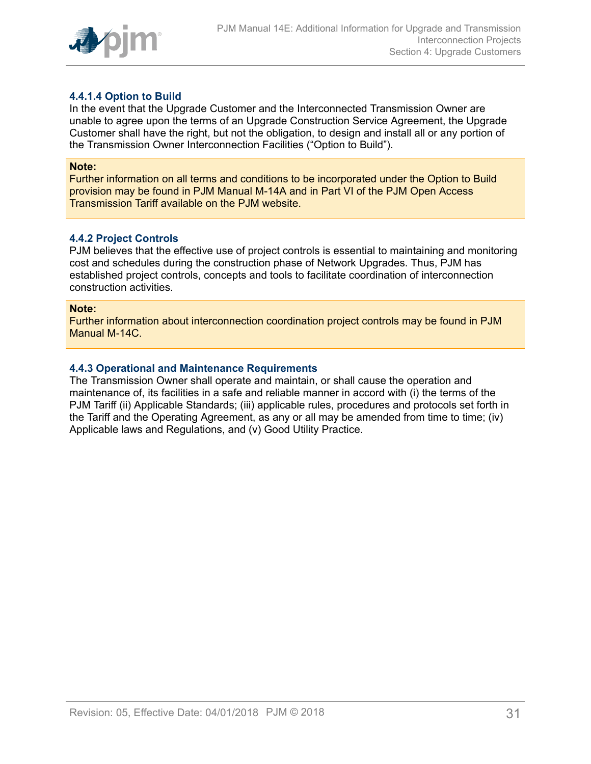#### 4.4.1.4 Option to Build

In the event that the Upgrade Customer and the Interconnected Transmission Owner are unable to agree upon the terms of an Upgrade Construction Service Agreement, the Upgrade Customer shall have the right, but not the obligation, to design and install all or any portion of the Transmission Owner Interconnection Facilities ("Option to Build").

**Note:**
Further information on all terms and conditions to be incorporated under the Option to Build provision may be found in PJM Manual M-14A and in Part VI of the PJM Open Access Transmission Tariff available on the PJM website.

### 4.4.2 Project Controls

PJM believes that the effective use of project controls is essential to maintaining and monitoring cost and schedules during the construction phase of Network Upgrades. Thus, PJM has established project controls, concepts and tools to facilitate coordination of interconnection construction activities.

**Note:**
Further information about interconnection coordination project controls may be found in PJM Manual M-14C.

### 4.4.3 Operational and Maintenance Requirements

The Transmission Owner shall operate and maintain, or shall cause the operation and maintenance of, its facilities in a safe and reliable manner in accord with (i) the terms of the PJM Tariff (ii) Applicable Standards; (iii) applicable rules, procedures and protocols set forth in the Tariff and the Operating Agreement, as any or all may be amended from time to time; (iv) Applicable laws and Regulations, and (v) Good Utility Practice.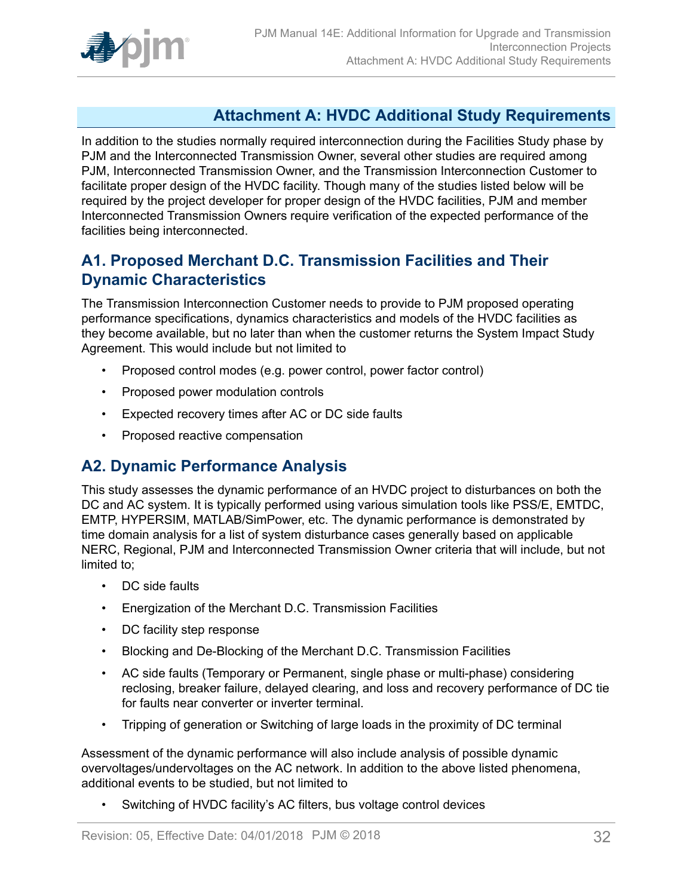# Attachment A: HVDC Additional Study Requirements

In addition to the studies normally required interconnection during the Facilities Study phase by PJM and the Interconnected Transmission Owner, several other studies are required among PJM, Interconnected Transmission Owner, and the Transmission Interconnection Customer to facilitate proper design of the HVDC facility. Though many of the studies listed below will be required by the project developer for proper design of the HVDC facilities, PJM and member Interconnected Transmission Owners require verification of the expected performance of the facilities being interconnected.

## A1. Proposed Merchant D.C. Transmission Facilities and Their Dynamic Characteristics

The Transmission Interconnection Customer needs to provide to PJM proposed operating performance specifications, dynamics characteristics and models of the HVDC facilities as they become available, but no later than when the customer returns the System Impact Study Agreement. This would include but not limited to

- Proposed control modes (e.g. power control, power factor control)
- Proposed power modulation controls
- Expected recovery times after AC or DC side faults
- Proposed reactive compensation

## A2. Dynamic Performance Analysis

This study assesses the dynamic performance of an HVDC project to disturbances on both the DC and AC system. It is typically performed using various simulation tools like PSS/E, EMTDC, EMTP, HYPERSIM, MATLAB/SimPower, etc. The dynamic performance is demonstrated by time domain analysis for a list of system disturbance cases generally based on applicable NERC, Regional, PJM and Interconnected Transmission Owner criteria that will include, but not limited to;

- DC side faults
- Energization of the Merchant D.C. Transmission Facilities
- DC facility step response
- Blocking and De-Blocking of the Merchant D.C. Transmission Facilities
- AC side faults (Temporary or Permanent, single phase or multi-phase) considering reclosing, breaker failure, delayed clearing, and loss and recovery performance of DC tie for faults near converter or inverter terminal.
- Tripping of generation or Switching of large loads in the proximity of DC terminal

Assessment of the dynamic performance will also include analysis of possible dynamic overvoltages/undervoltages on the AC network. In addition to the above listed phenomena, additional events to be studied, but not limited to

- Switching of HVDC facility's AC filters, bus voltage control devices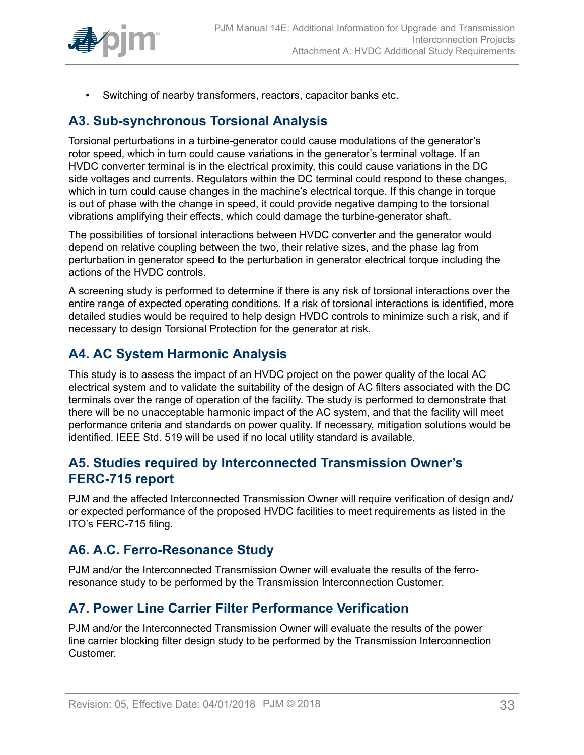- Switching of nearby transformers, reactors, capacitor banks etc.

## A3. Sub-synchronous Torsional Analysis

Torsional perturbations in a turbine-generator could cause modulations of the generator's rotor speed, which in turn could cause variations in the generator's terminal voltage. If an HVDC converter terminal is in the electrical proximity, this could cause variations in the DC side voltages and currents. Regulators within the DC terminal could respond to these changes, which in turn could cause changes in the machine's electrical torque. If this change in torque is out of phase with the change in speed, it could provide negative damping to the torsional vibrations amplifying their effects, which could damage the turbine-generator shaft.

The possibilities of torsional interactions between HVDC converter and the generator would depend on relative coupling between the two, their relative sizes, and the phase lag from perturbation in generator speed to the perturbation in generator electrical torque including the actions of the HVDC controls.

A screening study is performed to determine if there is any risk of torsional interactions over the entire range of expected operating conditions. If a risk of torsional interactions is identified, more detailed studies would be required to help design HVDC controls to minimize such a risk, and if necessary to design Torsional Protection for the generator at risk.

## A4. AC System Harmonic Analysis

This study is to assess the impact of an HVDC project on the power quality of the local AC electrical system and to validate the suitability of the design of AC filters associated with the DC terminals over the range of operation of the facility. The study is performed to demonstrate that there will be no unacceptable harmonic impact of the AC system, and that the facility will meet performance criteria and standards on power quality. If necessary, mitigation solutions would be identified. IEEE Std. 519 will be used if no local utility standard is available.

## A5. Studies required by Interconnected Transmission Owner's FERC-715 report

PJM and the affected Interconnected Transmission Owner will require verification of design and/or expected performance of the proposed HVDC facilities to meet requirements as listed in the ITO's FERC-715 filing.

## A6. A.C. Ferro-Resonance Study

PJM and/or the Interconnected Transmission Owner will evaluate the results of the ferro-resonance study to be performed by the Transmission Interconnection Customer.

## A7. Power Line Carrier Filter Performance Verification

PJM and/or the Interconnected Transmission Owner will evaluate the results of the power line carrier blocking filter design study to be performed by the Transmission Interconnection Customer.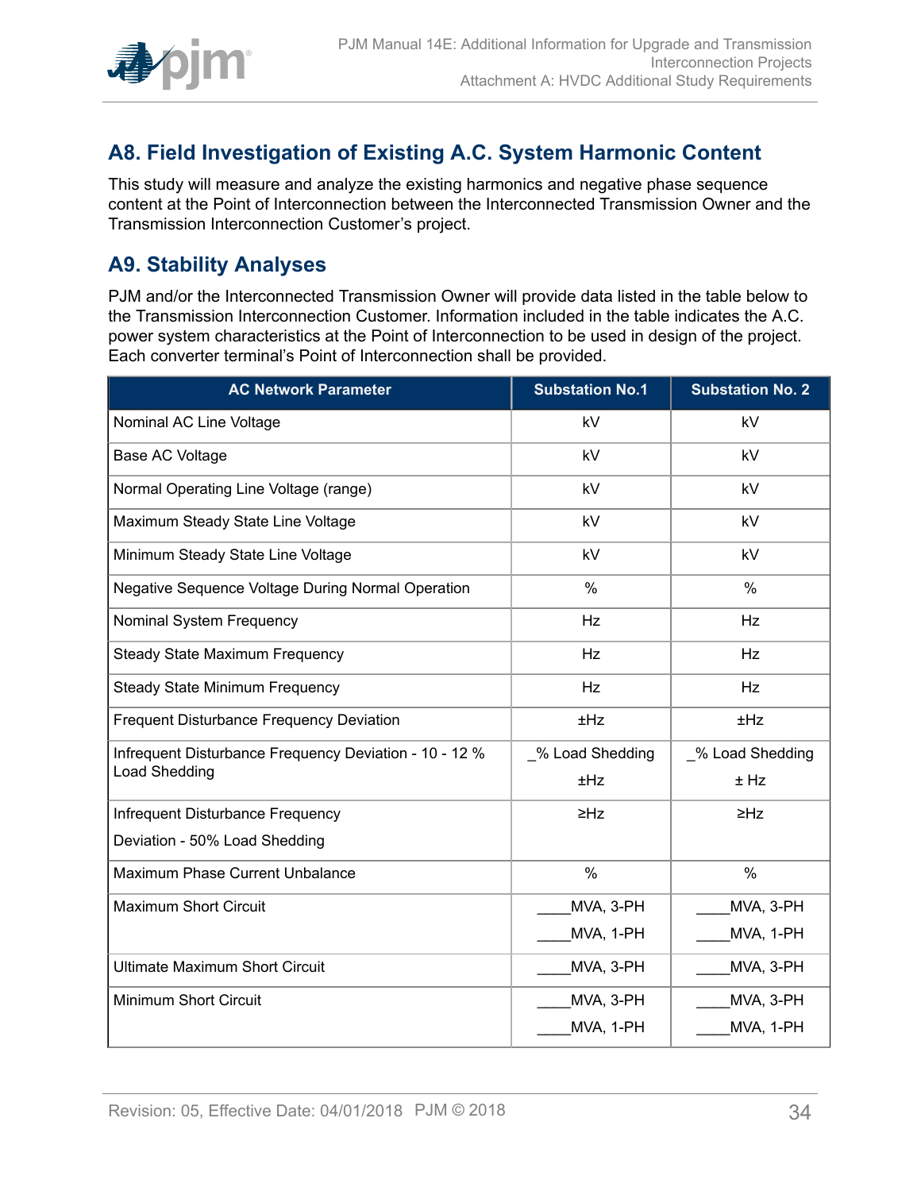## A8. Field Investigation of Existing A.C. System Harmonic Content

This study will measure and analyze the existing harmonics and negative phase sequence content at the Point of Interconnection between the Interconnected Transmission Owner and the Transmission Interconnection Customer's project.

## A9. Stability Analyses

PJM and/or the Interconnected Transmission Owner will provide data listed in the table below to the Transmission Interconnection Customer. Information included in the table indicates the A.C. power system characteristics at the Point of Interconnection to be used in design of the project. Each converter terminal's Point of Interconnection shall be provided.

| AC Network Parameter | Substation No.1 | Substation No. 2 |
|---|---|---|
| Nominal AC Line Voltage | kV | kV |
| Base AC Voltage | kV | kV |
| Normal Operating Line Voltage (range) | kV | kV |
| Maximum Steady State Line Voltage | kV | kV |
| Minimum Steady State Line Voltage | kV | kV |
| Negative Sequence Voltage During Normal Operation | % | % |
| Nominal System Frequency | Hz | Hz |
| Steady State Maximum Frequency | Hz | Hz |
| Steady State Minimum Frequency | Hz | Hz |
| Frequent Disturbance Frequency Deviation | ±Hz | ±Hz |
| Infrequent Disturbance Frequency Deviation - 10 - 12 % Load Shedding | _% Load Shedding<br>±Hz | _% Load Shedding<br>± Hz |
| Infrequent Disturbance Frequency<br>Deviation - 50% Load Shedding | ≥Hz | ≥Hz |
| Maximum Phase Current Unbalance | % | % |
| Maximum Short Circuit | ____MVA, 3-PH<br>____MVA, 1-PH | ____MVA, 3-PH<br>____MVA, 1-PH |
| Ultimate Maximum Short Circuit | ____MVA, 3-PH | ____MVA, 3-PH |
| Minimum Short Circuit | ____MVA, 3-PH<br>____MVA, 1-PH | ____MVA, 3-PH<br>____MVA, 1-PH |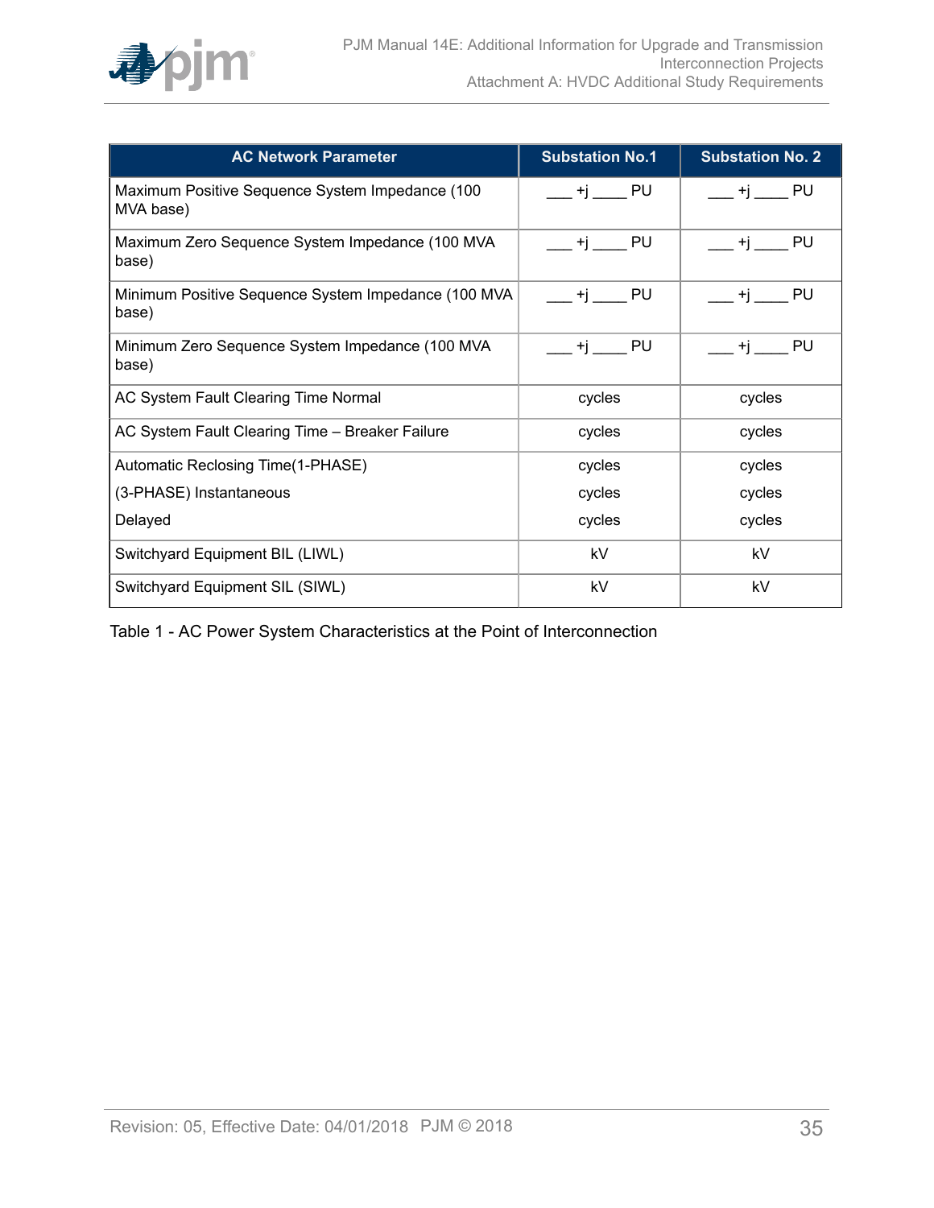| AC Network Parameter | Substation No.1 | Substation No. 2 |
|---|---|---|
| Maximum Positive Sequence System Impedance (100 MVA base) | ___ +j ____ PU | ___ +j ____ PU |
| Maximum Zero Sequence System Impedance (100 MVA base) | ___ +j ____ PU | ___ +j ____ PU |
| Minimum Positive Sequence System Impedance (100 MVA base) | ___ +j ____ PU | ___ +j ____ PU |
| Minimum Zero Sequence System Impedance (100 MVA base) | ___ +j ____ PU | ___ +j ____ PU |
| AC System Fault Clearing Time Normal | cycles | cycles |
| AC System Fault Clearing Time – Breaker Failure | cycles | cycles |
| Automatic Reclosing Time(1-PHASE)<br>(3-PHASE) Instantaneous<br>Delayed | cycles<br>cycles<br>cycles | cycles<br>cycles<br>cycles |
| Switchyard Equipment BIL (LIWL) | kV | kV |
| Switchyard Equipment SIL (SIWL) | kV | kV |

Table 1 - AC Power System Characteristics at the Point of Interconnection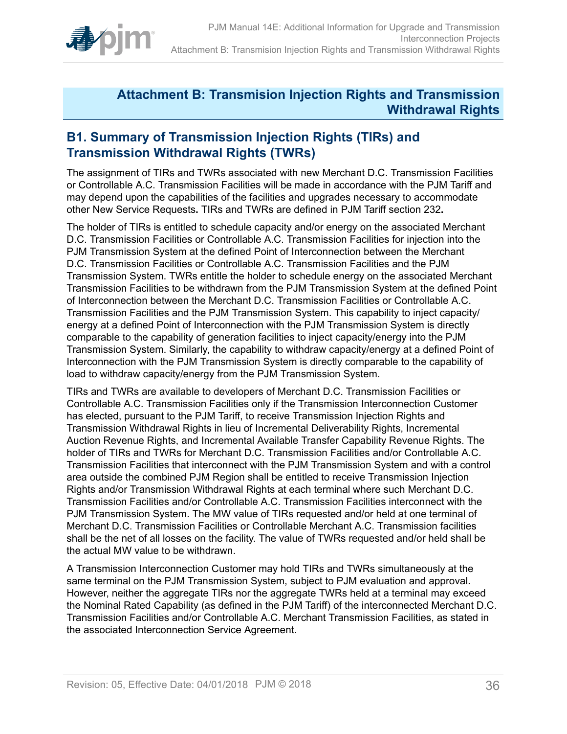# Attachment B: Transmision Injection Rights and Transmission Withdrawal Rights

## B1. Summary of Transmission Injection Rights (TIRs) and Transmission Withdrawal Rights (TWRs)

The assignment of TIRs and TWRs associated with new Merchant D.C. Transmission Facilities or Controllable A.C. Transmission Facilities will be made in accordance with the PJM Tariff and may depend upon the capabilities of the facilities and upgrades necessary to accommodate other New Service Requests**.** TIRs and TWRs are defined in PJM Tariff section 232**.**

The holder of TIRs is entitled to schedule capacity and/or energy on the associated Merchant D.C. Transmission Facilities or Controllable A.C. Transmission Facilities for injection into the PJM Transmission System at the defined Point of Interconnection between the Merchant D.C. Transmission Facilities or Controllable A.C. Transmission Facilities and the PJM Transmission System. TWRs entitle the holder to schedule energy on the associated Merchant Transmission Facilities to be withdrawn from the PJM Transmission System at the defined Point of Interconnection between the Merchant D.C. Transmission Facilities or Controllable A.C. Transmission Facilities and the PJM Transmission System. This capability to inject capacity/ energy at a defined Point of Interconnection with the PJM Transmission System is directly comparable to the capability of generation facilities to inject capacity/energy into the PJM Transmission System. Similarly, the capability to withdraw capacity/energy at a defined Point of Interconnection with the PJM Transmission System is directly comparable to the capability of load to withdraw capacity/energy from the PJM Transmission System.

TIRs and TWRs are available to developers of Merchant D.C. Transmission Facilities or Controllable A.C. Transmission Facilities only if the Transmission Interconnection Customer has elected, pursuant to the PJM Tariff, to receive Transmission Injection Rights and Transmission Withdrawal Rights in lieu of Incremental Deliverability Rights, Incremental Auction Revenue Rights, and Incremental Available Transfer Capability Revenue Rights. The holder of TIRs and TWRs for Merchant D.C. Transmission Facilities and/or Controllable A.C. Transmission Facilities that interconnect with the PJM Transmission System and with a control area outside the combined PJM Region shall be entitled to receive Transmission Injection Rights and/or Transmission Withdrawal Rights at each terminal where such Merchant D.C. Transmission Facilities and/or Controllable A.C. Transmission Facilities interconnect with the PJM Transmission System. The MW value of TIRs requested and/or held at one terminal of Merchant D.C. Transmission Facilities or Controllable Merchant A.C. Transmission facilities shall be the net of all losses on the facility. The value of TWRs requested and/or held shall be the actual MW value to be withdrawn.

A Transmission Interconnection Customer may hold TIRs and TWRs simultaneously at the same terminal on the PJM Transmission System, subject to PJM evaluation and approval. However, neither the aggregate TIRs nor the aggregate TWRs held at a terminal may exceed the Nominal Rated Capability (as defined in the PJM Tariff) of the interconnected Merchant D.C. Transmission Facilities and/or Controllable A.C. Merchant Transmission Facilities, as stated in the associated Interconnection Service Agreement.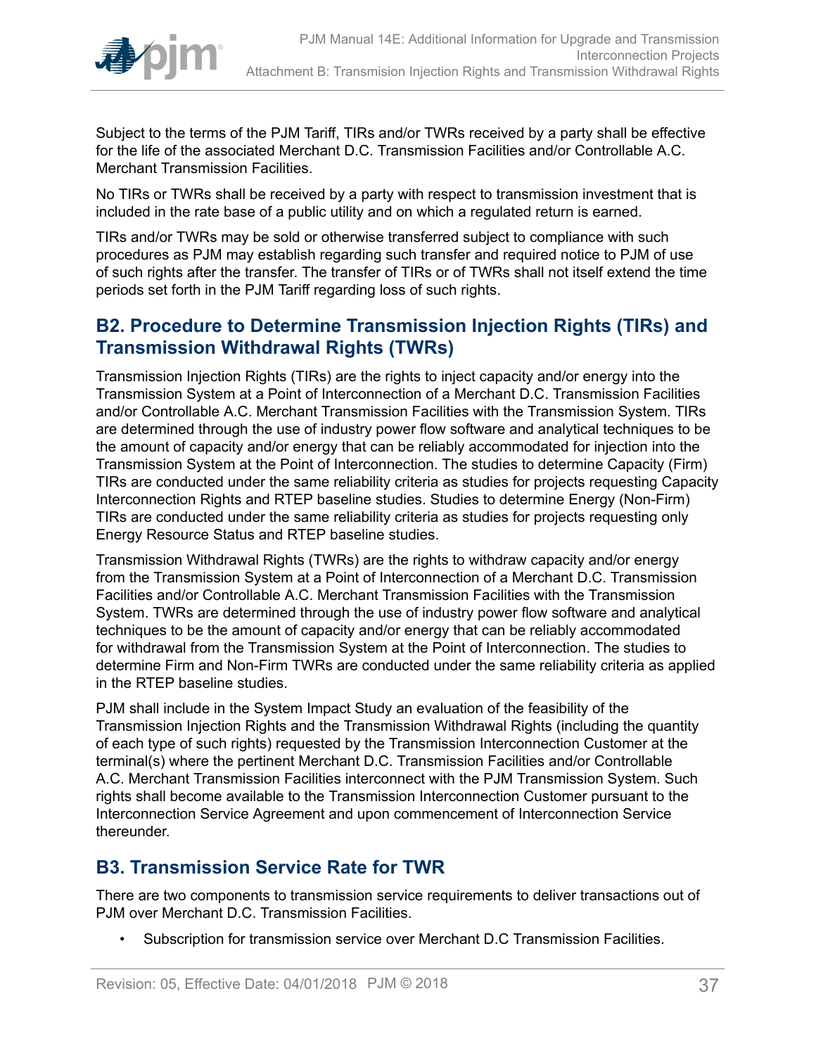Subject to the terms of the PJM Tariff, TIRs and/or TWRs received by a party shall be effective for the life of the associated Merchant D.C. Transmission Facilities and/or Controllable A.C. Merchant Transmission Facilities.

No TIRs or TWRs shall be received by a party with respect to transmission investment that is included in the rate base of a public utility and on which a regulated return is earned.

TIRs and/or TWRs may be sold or otherwise transferred subject to compliance with such procedures as PJM may establish regarding such transfer and required notice to PJM of use of such rights after the transfer. The transfer of TIRs or of TWRs shall not itself extend the time periods set forth in the PJM Tariff regarding loss of such rights.

## B2. Procedure to Determine Transmission Injection Rights (TIRs) and Transmission Withdrawal Rights (TWRs)

Transmission Injection Rights (TIRs) are the rights to inject capacity and/or energy into the Transmission System at a Point of Interconnection of a Merchant D.C. Transmission Facilities and/or Controllable A.C. Merchant Transmission Facilities with the Transmission System. TIRs are determined through the use of industry power flow software and analytical techniques to be the amount of capacity and/or energy that can be reliably accommodated for injection into the Transmission System at the Point of Interconnection. The studies to determine Capacity (Firm) TIRs are conducted under the same reliability criteria as studies for projects requesting Capacity Interconnection Rights and RTEP baseline studies. Studies to determine Energy (Non-Firm) TIRs are conducted under the same reliability criteria as studies for projects requesting only Energy Resource Status and RTEP baseline studies.

Transmission Withdrawal Rights (TWRs) are the rights to withdraw capacity and/or energy from the Transmission System at a Point of Interconnection of a Merchant D.C. Transmission Facilities and/or Controllable A.C. Merchant Transmission Facilities with the Transmission System. TWRs are determined through the use of industry power flow software and analytical techniques to be the amount of capacity and/or energy that can be reliably accommodated for withdrawal from the Transmission System at the Point of Interconnection. The studies to determine Firm and Non-Firm TWRs are conducted under the same reliability criteria as applied in the RTEP baseline studies.

PJM shall include in the System Impact Study an evaluation of the feasibility of the Transmission Injection Rights and the Transmission Withdrawal Rights (including the quantity of each type of such rights) requested by the Transmission Interconnection Customer at the terminal(s) where the pertinent Merchant D.C. Transmission Facilities and/or Controllable A.C. Merchant Transmission Facilities interconnect with the PJM Transmission System. Such rights shall become available to the Transmission Interconnection Customer pursuant to the Interconnection Service Agreement and upon commencement of Interconnection Service thereunder.

## B3. Transmission Service Rate for TWR

There are two components to transmission service requirements to deliver transactions out of PJM over Merchant D.C. Transmission Facilities.

- Subscription for transmission service over Merchant D.C Transmission Facilities.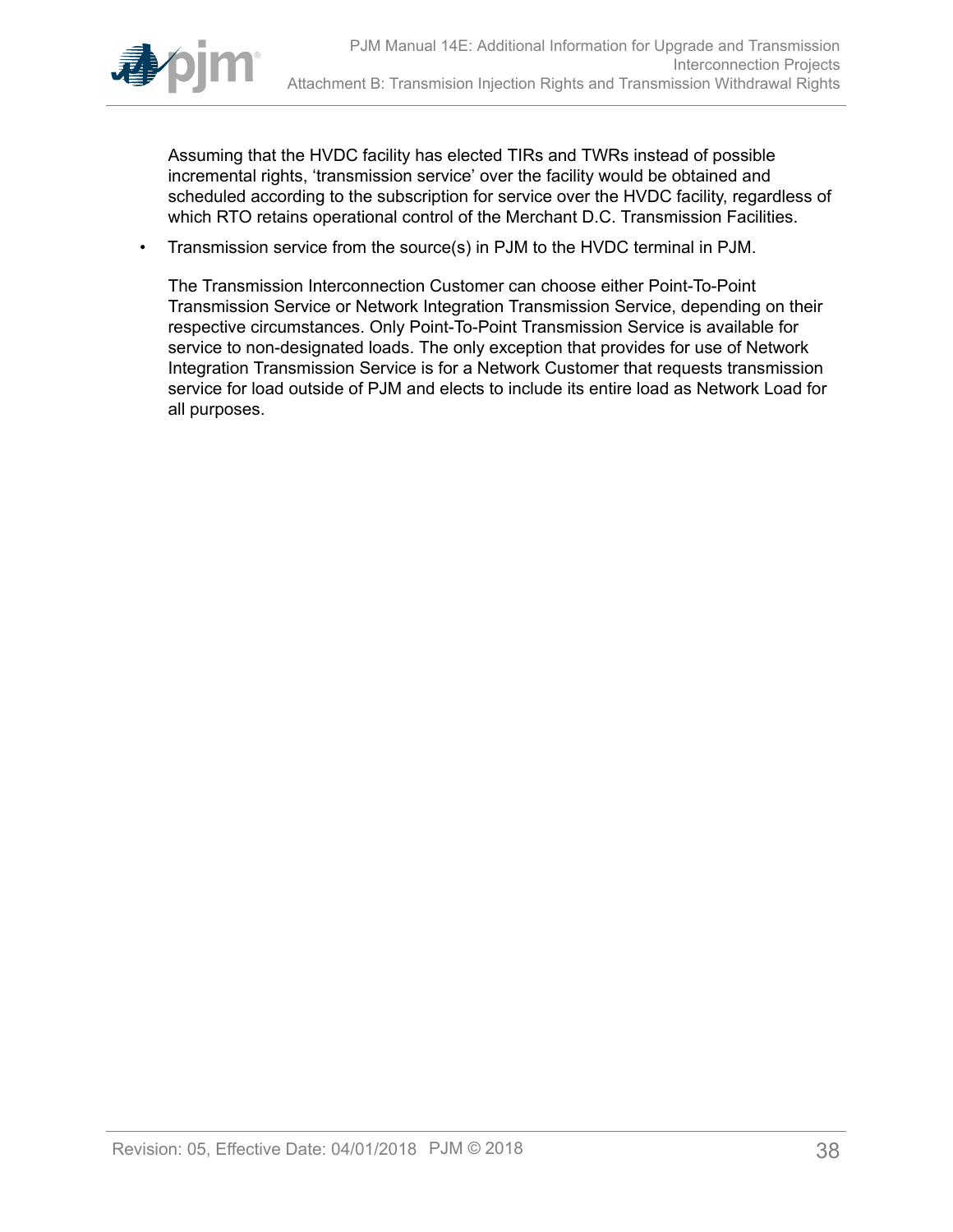Assuming that the HVDC facility has elected TIRs and TWRs instead of possible incremental rights, 'transmission service' over the facility would be obtained and scheduled according to the subscription for service over the HVDC facility, regardless of which RTO retains operational control of the Merchant D.C. Transmission Facilities.

- Transmission service from the source(s) in PJM to the HVDC terminal in PJM.

  The Transmission Interconnection Customer can choose either Point-To-Point Transmission Service or Network Integration Transmission Service, depending on their respective circumstances. Only Point-To-Point Transmission Service is available for service to non-designated loads. The only exception that provides for use of Network Integration Transmission Service is for a Network Customer that requests transmission service for load outside of PJM and elects to include its entire load as Network Load for all purposes.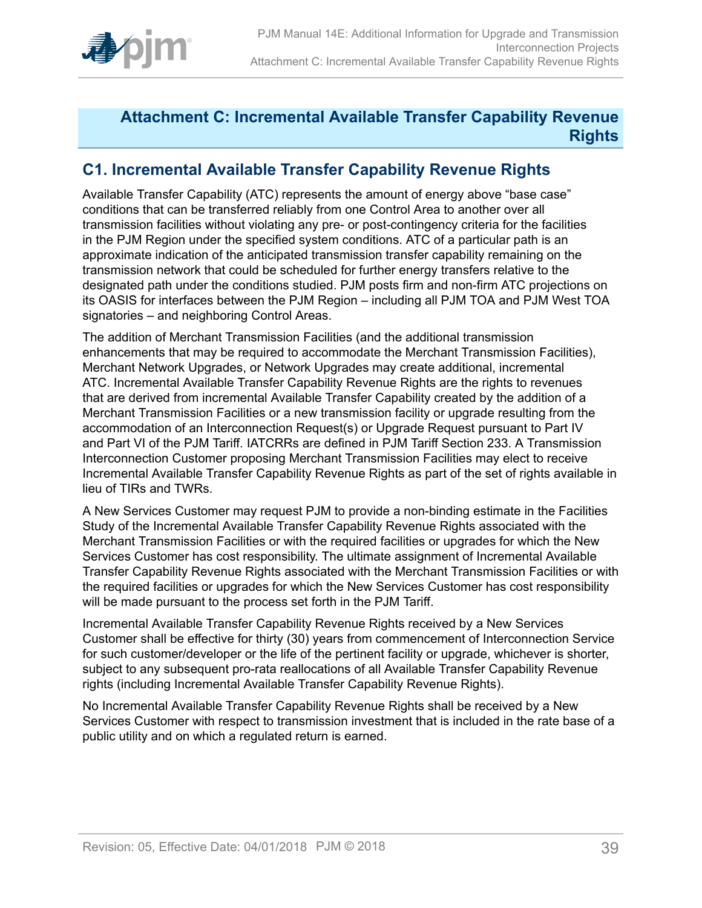# Attachment C: Incremental Available Transfer Capability Revenue Rights

## C1. Incremental Available Transfer Capability Revenue Rights

Available Transfer Capability (ATC) represents the amount of energy above "base case" conditions that can be transferred reliably from one Control Area to another over all transmission facilities without violating any pre- or post-contingency criteria for the facilities in the PJM Region under the specified system conditions. ATC of a particular path is an approximate indication of the anticipated transmission transfer capability remaining on the transmission network that could be scheduled for further energy transfers relative to the designated path under the conditions studied. PJM posts firm and non-firm ATC projections on its OASIS for interfaces between the PJM Region – including all PJM TOA and PJM West TOA signatories – and neighboring Control Areas.

The addition of Merchant Transmission Facilities (and the additional transmission enhancements that may be required to accommodate the Merchant Transmission Facilities), Merchant Network Upgrades, or Network Upgrades may create additional, incremental ATC. Incremental Available Transfer Capability Revenue Rights are the rights to revenues that are derived from incremental Available Transfer Capability created by the addition of a Merchant Transmission Facilities or a new transmission facility or upgrade resulting from the accommodation of an Interconnection Request(s) or Upgrade Request pursuant to Part IV and Part VI of the PJM Tariff. IATCRRs are defined in PJM Tariff Section 233. A Transmission Interconnection Customer proposing Merchant Transmission Facilities may elect to receive Incremental Available Transfer Capability Revenue Rights as part of the set of rights available in lieu of TIRs and TWRs.

A New Services Customer may request PJM to provide a non-binding estimate in the Facilities Study of the Incremental Available Transfer Capability Revenue Rights associated with the Merchant Transmission Facilities or with the required facilities or upgrades for which the New Services Customer has cost responsibility. The ultimate assignment of Incremental Available Transfer Capability Revenue Rights associated with the Merchant Transmission Facilities or with the required facilities or upgrades for which the New Services Customer has cost responsibility will be made pursuant to the process set forth in the PJM Tariff.

Incremental Available Transfer Capability Revenue Rights received by a New Services Customer shall be effective for thirty (30) years from commencement of Interconnection Service for such customer/developer or the life of the pertinent facility or upgrade, whichever is shorter, subject to any subsequent pro-rata reallocations of all Available Transfer Capability Revenue rights (including Incremental Available Transfer Capability Revenue Rights).

No Incremental Available Transfer Capability Revenue Rights shall be received by a New Services Customer with respect to transmission investment that is included in the rate base of a public utility and on which a regulated return is earned.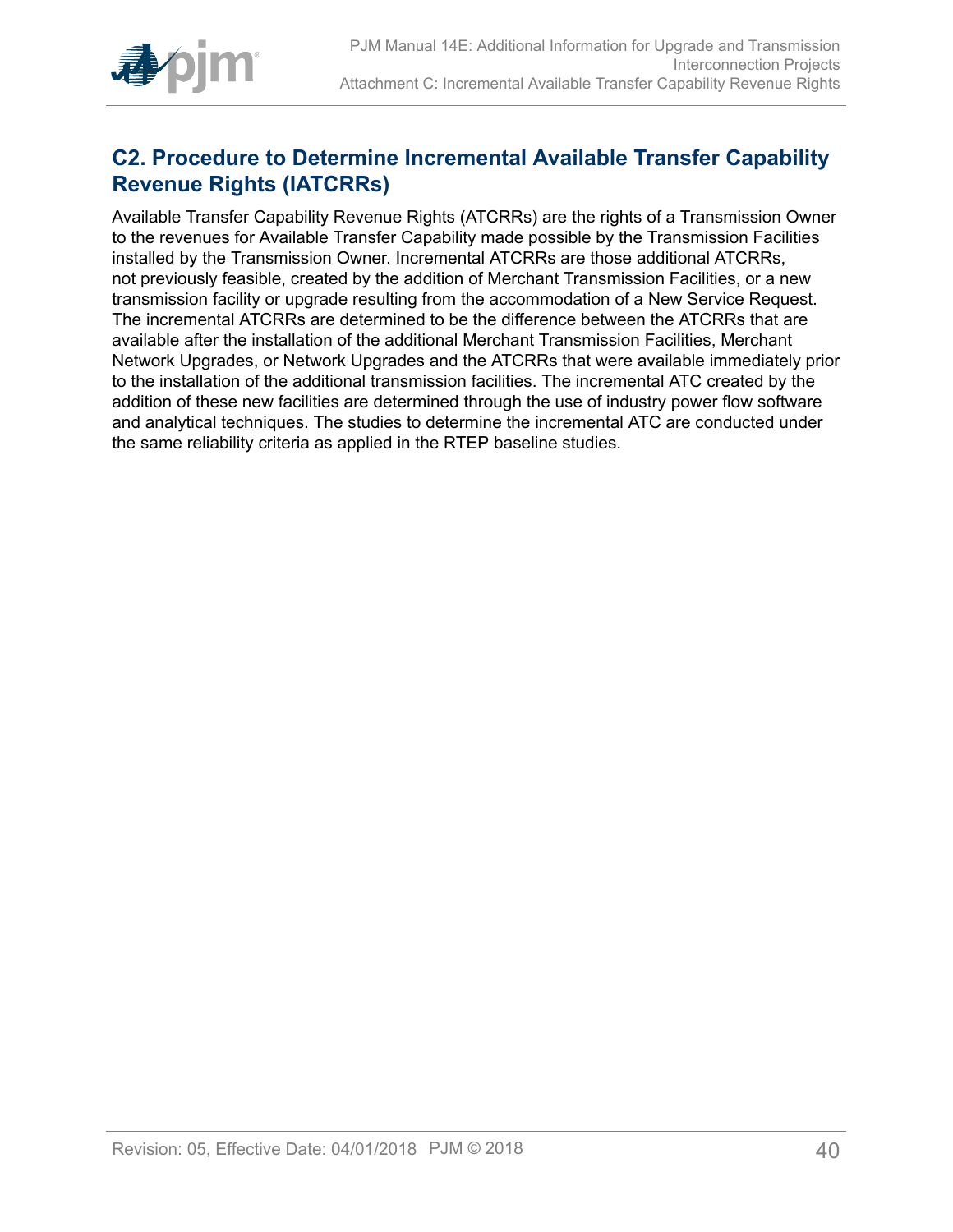## C2. Procedure to Determine Incremental Available Transfer Capability Revenue Rights (IATCRRs)

Available Transfer Capability Revenue Rights (ATCRRs) are the rights of a Transmission Owner to the revenues for Available Transfer Capability made possible by the Transmission Facilities installed by the Transmission Owner. Incremental ATCRRs are those additional ATCRRs, not previously feasible, created by the addition of Merchant Transmission Facilities, or a new transmission facility or upgrade resulting from the accommodation of a New Service Request. The incremental ATCRRs are determined to be the difference between the ATCRRs that are available after the installation of the additional Merchant Transmission Facilities, Merchant Network Upgrades, or Network Upgrades and the ATCRRs that were available immediately prior to the installation of the additional transmission facilities. The incremental ATC created by the addition of these new facilities are determined through the use of industry power flow software and analytical techniques. The studies to determine the incremental ATC are conducted under the same reliability criteria as applied in the RTEP baseline studies.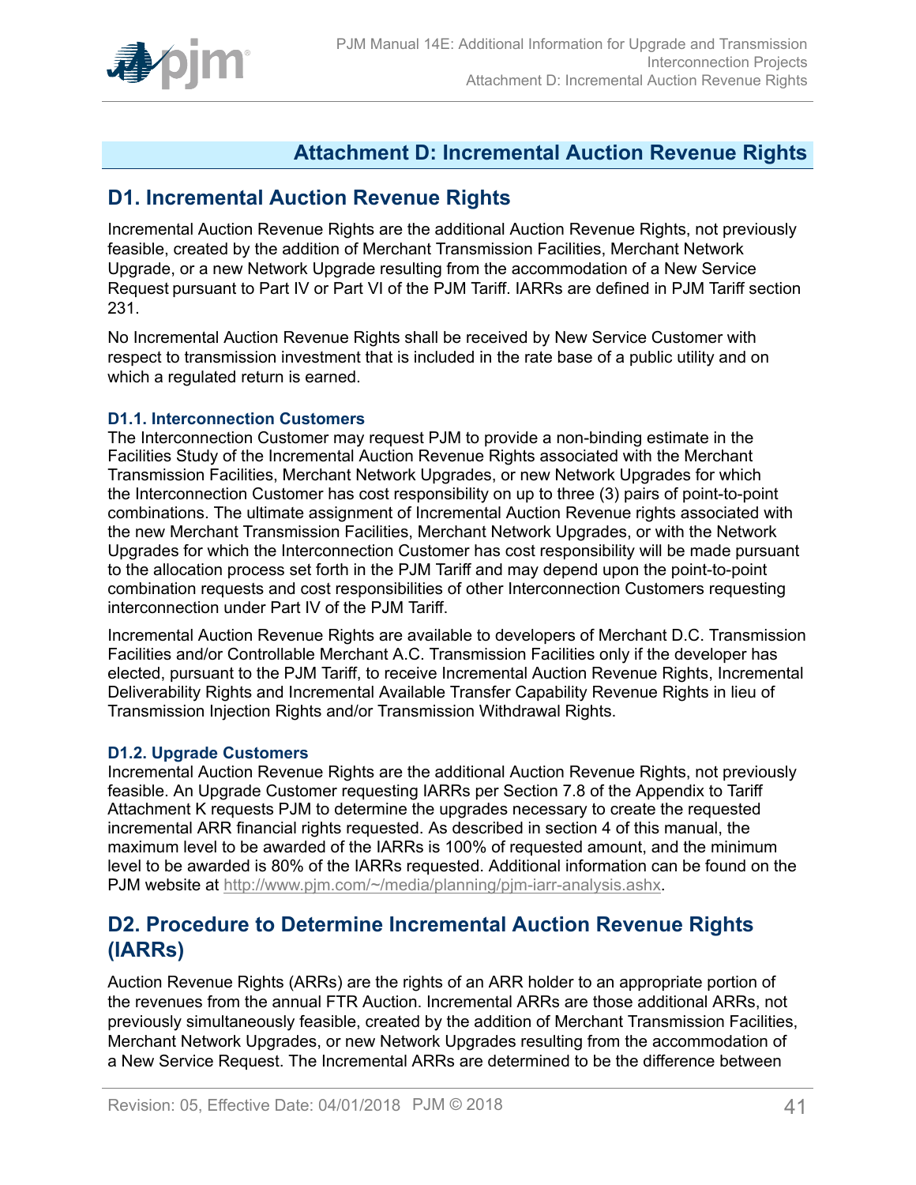# Attachment D: Incremental Auction Revenue Rights

## D1. Incremental Auction Revenue Rights

Incremental Auction Revenue Rights are the additional Auction Revenue Rights, not previously feasible, created by the addition of Merchant Transmission Facilities, Merchant Network Upgrade, or a new Network Upgrade resulting from the accommodation of a New Service Request pursuant to Part IV or Part VI of the PJM Tariff. IARRs are defined in PJM Tariff section 231.

No Incremental Auction Revenue Rights shall be received by New Service Customer with respect to transmission investment that is included in the rate base of a public utility and on which a regulated return is earned.

### D1.1. Interconnection Customers

The Interconnection Customer may request PJM to provide a non-binding estimate in the Facilities Study of the Incremental Auction Revenue Rights associated with the Merchant Transmission Facilities, Merchant Network Upgrades, or new Network Upgrades for which the Interconnection Customer has cost responsibility on up to three (3) pairs of point-to-point combinations. The ultimate assignment of Incremental Auction Revenue rights associated with the new Merchant Transmission Facilities, Merchant Network Upgrades, or with the Network Upgrades for which the Interconnection Customer has cost responsibility will be made pursuant to the allocation process set forth in the PJM Tariff and may depend upon the point-to-point combination requests and cost responsibilities of other Interconnection Customers requesting interconnection under Part IV of the PJM Tariff.

Incremental Auction Revenue Rights are available to developers of Merchant D.C. Transmission Facilities and/or Controllable Merchant A.C. Transmission Facilities only if the developer has elected, pursuant to the PJM Tariff, to receive Incremental Auction Revenue Rights, Incremental Deliverability Rights and Incremental Available Transfer Capability Revenue Rights in lieu of Transmission Injection Rights and/or Transmission Withdrawal Rights.

### D1.2. Upgrade Customers

Incremental Auction Revenue Rights are the additional Auction Revenue Rights, not previously feasible. An Upgrade Customer requesting IARRs per Section 7.8 of the Appendix to Tariff Attachment K requests PJM to determine the upgrades necessary to create the requested incremental ARR financial rights requested. As described in section 4 of this manual, the maximum level to be awarded of the IARRs is 100% of requested amount, and the minimum level to be awarded is 80% of the IARRs requested. Additional information can be found on the PJM website at http://www.pjm.com/~/media/planning/pjm-iarr-analysis.ashx.

## D2. Procedure to Determine Incremental Auction Revenue Rights (IARRs)

Auction Revenue Rights (ARRs) are the rights of an ARR holder to an appropriate portion of the revenues from the annual FTR Auction. Incremental ARRs are those additional ARRs, not previously simultaneously feasible, created by the addition of Merchant Transmission Facilities, Merchant Network Upgrades, or new Network Upgrades resulting from the accommodation of a New Service Request. The Incremental ARRs are determined to be the difference between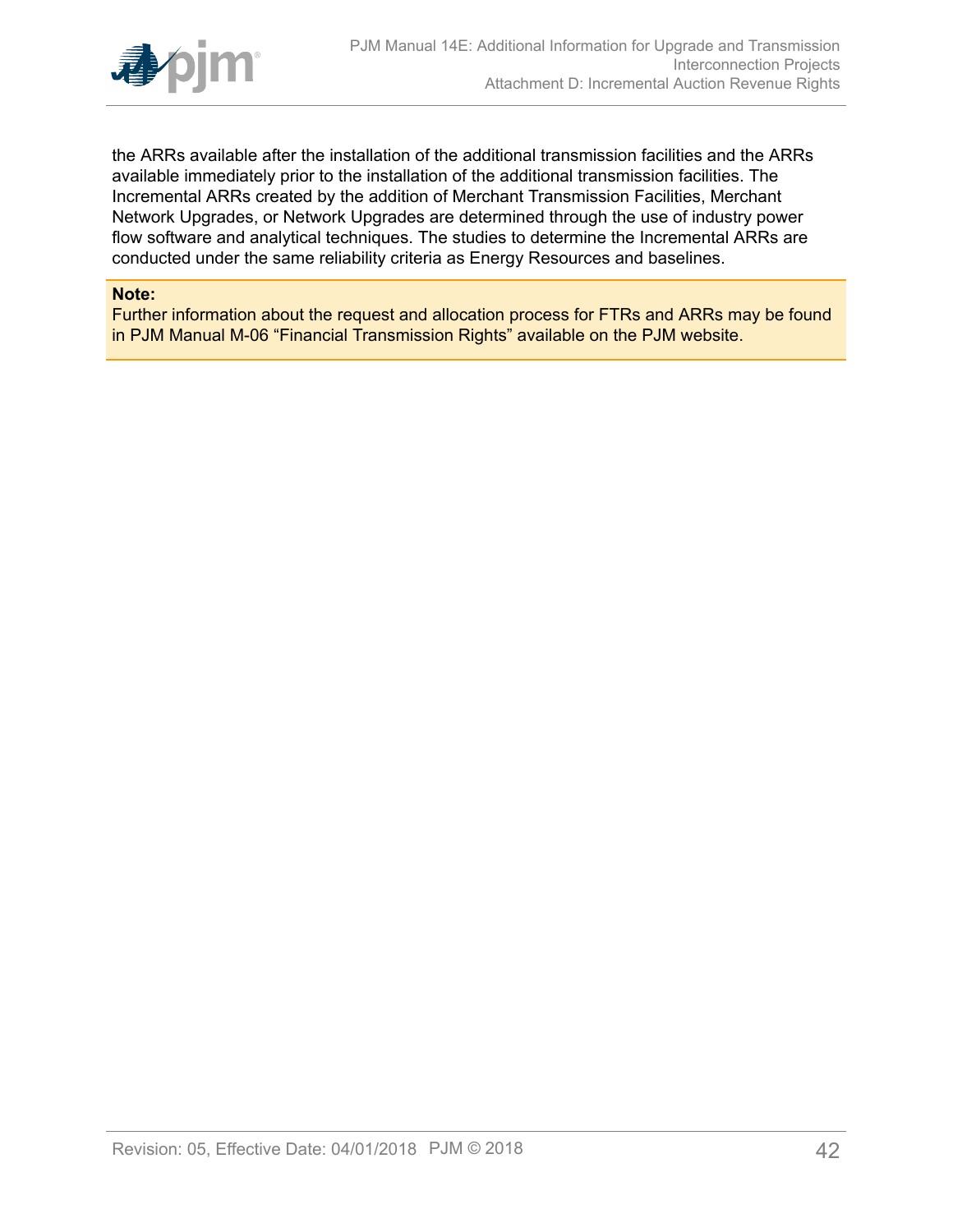the ARRs available after the installation of the additional transmission facilities and the ARRs available immediately prior to the installation of the additional transmission facilities. The Incremental ARRs created by the addition of Merchant Transmission Facilities, Merchant Network Upgrades, or Network Upgrades are determined through the use of industry power flow software and analytical techniques. The studies to determine the Incremental ARRs are conducted under the same reliability criteria as Energy Resources and baselines.

**Note:**
Further information about the request and allocation process for FTRs and ARRs may be found in PJM Manual M-06 “Financial Transmission Rights” available on the PJM website.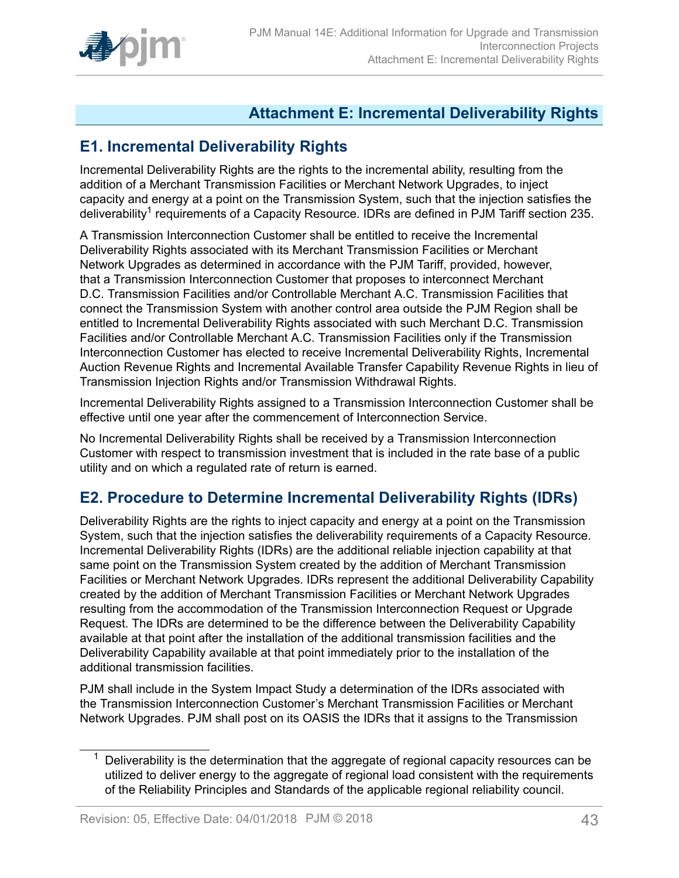# Attachment E: Incremental Deliverability Rights

## E1. Incremental Deliverability Rights

Incremental Deliverability Rights are the rights to the incremental ability, resulting from the addition of a Merchant Transmission Facilities or Merchant Network Upgrades, to inject capacity and energy at a point on the Transmission System, such that the injection satisfies the deliverability[1] requirements of a Capacity Resource. IDRs are defined in PJM Tariff section 235.

A Transmission Interconnection Customer shall be entitled to receive the Incremental Deliverability Rights associated with its Merchant Transmission Facilities or Merchant Network Upgrades as determined in accordance with the PJM Tariff, provided, however, that a Transmission Interconnection Customer that proposes to interconnect Merchant D.C. Transmission Facilities and/or Controllable Merchant A.C. Transmission Facilities that connect the Transmission System with another control area outside the PJM Region shall be entitled to Incremental Deliverability Rights associated with such Merchant D.C. Transmission Facilities and/or Controllable Merchant A.C. Transmission Facilities only if the Transmission Interconnection Customer has elected to receive Incremental Deliverability Rights, Incremental Auction Revenue Rights and Incremental Available Transfer Capability Revenue Rights in lieu of Transmission Injection Rights and/or Transmission Withdrawal Rights.

Incremental Deliverability Rights assigned to a Transmission Interconnection Customer shall be effective until one year after the commencement of Interconnection Service.

No Incremental Deliverability Rights shall be received by a Transmission Interconnection Customer with respect to transmission investment that is included in the rate base of a public utility and on which a regulated rate of return is earned.

## E2. Procedure to Determine Incremental Deliverability Rights (IDRs)

Deliverability Rights are the rights to inject capacity and energy at a point on the Transmission System, such that the injection satisfies the deliverability requirements of a Capacity Resource. Incremental Deliverability Rights (IDRs) are the additional reliable injection capability at that same point on the Transmission System created by the addition of Merchant Transmission Facilities or Merchant Network Upgrades. IDRs represent the additional Deliverability Capability created by the addition of Merchant Transmission Facilities or Merchant Network Upgrades resulting from the accommodation of the Transmission Interconnection Request or Upgrade Request. The IDRs are determined to be the difference between the Deliverability Capability available at that point after the installation of the additional transmission facilities and the Deliverability Capability available at that point immediately prior to the installation of the additional transmission facilities.

PJM shall include in the System Impact Study a determination of the IDRs associated with the Transmission Interconnection Customer's Merchant Transmission Facilities or Merchant Network Upgrades. PJM shall post on its OASIS the IDRs that it assigns to the Transmission

[1] Deliverability is the determination that the aggregate of regional capacity resources can be utilized to deliver energy to the aggregate of regional load consistent with the requirements of the Reliability Principles and Standards of the applicable regional reliability council.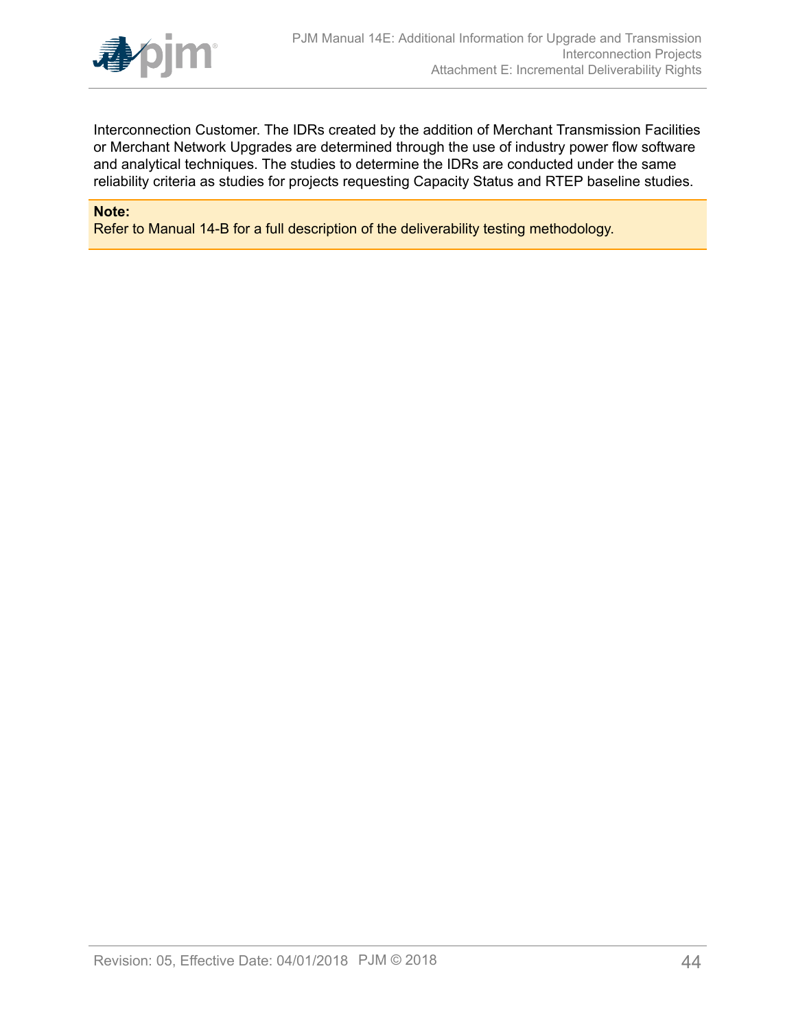Interconnection Customer. The IDRs created by the addition of Merchant Transmission Facilities or Merchant Network Upgrades are determined through the use of industry power flow software and analytical techniques. The studies to determine the IDRs are conducted under the same reliability criteria as studies for projects requesting Capacity Status and RTEP baseline studies.

**Note:**
Refer to Manual 14-B for a full description of the deliverability testing methodology.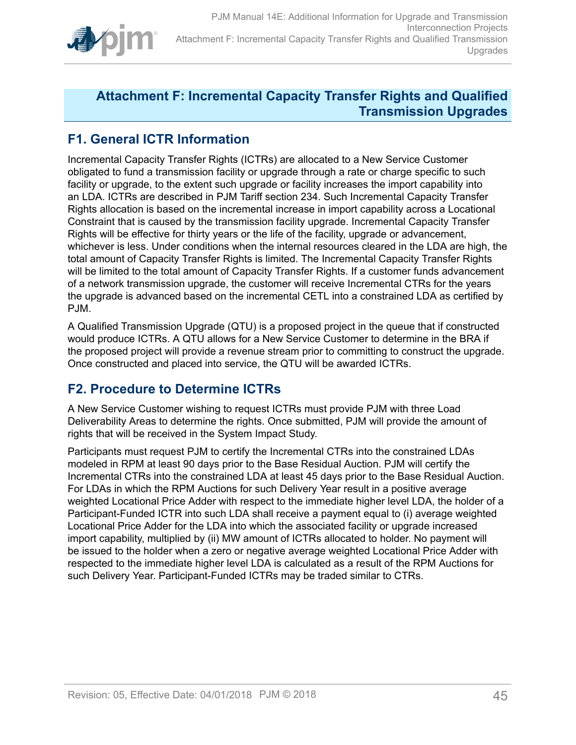# Attachment F: Incremental Capacity Transfer Rights and Qualified Transmission Upgrades

## F1. General ICTR Information

Incremental Capacity Transfer Rights (ICTRs) are allocated to a New Service Customer obligated to fund a transmission facility or upgrade through a rate or charge specific to such facility or upgrade, to the extent such upgrade or facility increases the import capability into an LDA. ICTRs are described in PJM Tariff section 234. Such Incremental Capacity Transfer Rights allocation is based on the incremental increase in import capability across a Locational Constraint that is caused by the transmission facility upgrade. Incremental Capacity Transfer Rights will be effective for thirty years or the life of the facility, upgrade or advancement, whichever is less. Under conditions when the internal resources cleared in the LDA are high, the total amount of Capacity Transfer Rights is limited. The Incremental Capacity Transfer Rights will be limited to the total amount of Capacity Transfer Rights. If a customer funds advancement of a network transmission upgrade, the customer will receive Incremental CTRs for the years the upgrade is advanced based on the incremental CETL into a constrained LDA as certified by PJM.

A Qualified Transmission Upgrade (QTU) is a proposed project in the queue that if constructed would produce ICTRs. A QTU allows for a New Service Customer to determine in the BRA if the proposed project will provide a revenue stream prior to committing to construct the upgrade. Once constructed and placed into service, the QTU will be awarded ICTRs.

## F2. Procedure to Determine ICTRs

A New Service Customer wishing to request ICTRs must provide PJM with three Load Deliverability Areas to determine the rights. Once submitted, PJM will provide the amount of rights that will be received in the System Impact Study.

Participants must request PJM to certify the Incremental CTRs into the constrained LDAs modeled in RPM at least 90 days prior to the Base Residual Auction. PJM will certify the Incremental CTRs into the constrained LDA at least 45 days prior to the Base Residual Auction. For LDAs in which the RPM Auctions for such Delivery Year result in a positive average weighted Locational Price Adder with respect to the immediate higher level LDA, the holder of a Participant-Funded ICTR into such LDA shall receive a payment equal to (i) average weighted Locational Price Adder for the LDA into which the associated facility or upgrade increased import capability, multiplied by (ii) MW amount of ICTRs allocated to holder. No payment will be issued to the holder when a zero or negative average weighted Locational Price Adder with respected to the immediate higher level LDA is calculated as a result of the RPM Auctions for such Delivery Year. Participant-Funded ICTRs may be traded similar to CTRs.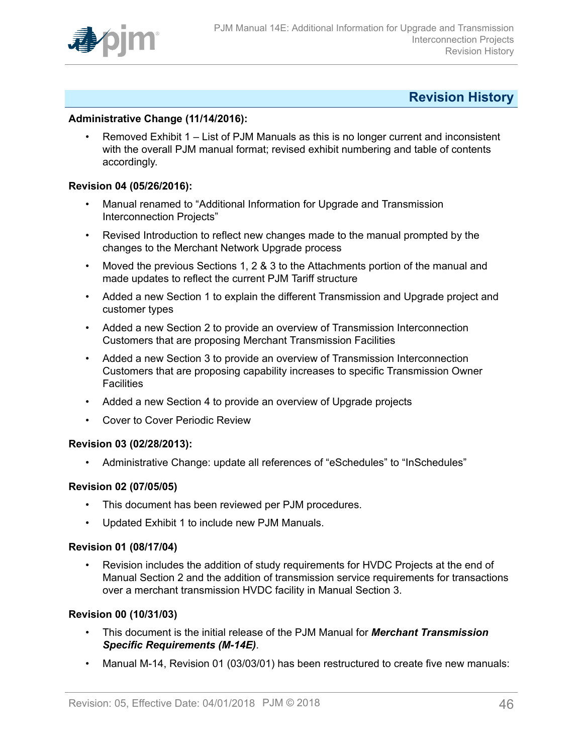# Revision History

**Administrative Change (11/14/2016):**

- Removed Exhibit 1 – List of PJM Manuals as this is no longer current and inconsistent with the overall PJM manual format; revised exhibit numbering and table of contents accordingly.

**Revision 04 (05/26/2016):**

- Manual renamed to "Additional Information for Upgrade and Transmission Interconnection Projects"
- Revised Introduction to reflect new changes made to the manual prompted by the changes to the Merchant Network Upgrade process
- Moved the previous Sections 1, 2 & 3 to the Attachments portion of the manual and made updates to reflect the current PJM Tariff structure
- Added a new Section 1 to explain the different Transmission and Upgrade project and customer types
- Added a new Section 2 to provide an overview of Transmission Interconnection Customers that are proposing Merchant Transmission Facilities
- Added a new Section 3 to provide an overview of Transmission Interconnection Customers that are proposing capability increases to specific Transmission Owner Facilities
- Added a new Section 4 to provide an overview of Upgrade projects
- Cover to Cover Periodic Review

**Revision 03 (02/28/2013):**

- Administrative Change: update all references of "eSchedules" to "InSchedules"

**Revision 02 (07/05/05)**

- This document has been reviewed per PJM procedures.
- Updated Exhibit 1 to include new PJM Manuals.

**Revision 01 (08/17/04)**

- Revision includes the addition of study requirements for HVDC Projects at the end of Manual Section 2 and the addition of transmission service requirements for transactions over a merchant transmission HVDC facility in Manual Section 3.

**Revision 00 (10/31/03)**

- This document is the initial release of the PJM Manual for ***Merchant Transmission Specific Requirements (M-14E)***.
- Manual M-14, Revision 01 (03/03/01) has been restructured to create five new manuals: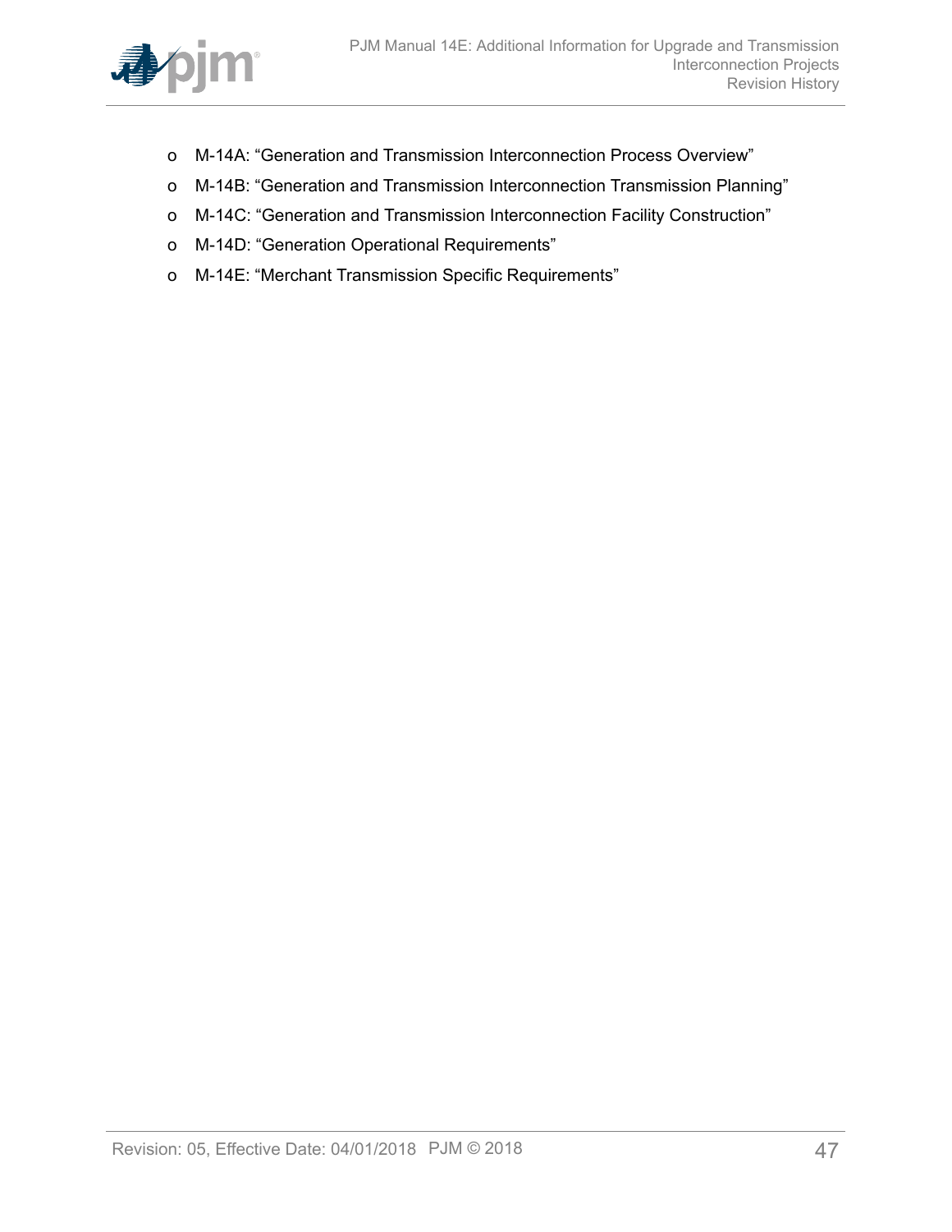- M-14A: “Generation and Transmission Interconnection Process Overview”
- M-14B: “Generation and Transmission Interconnection Transmission Planning”
- M-14C: “Generation and Transmission Interconnection Facility Construction”
- M-14D: “Generation Operational Requirements”
- M-14E: “Merchant Transmission Specific Requirements”